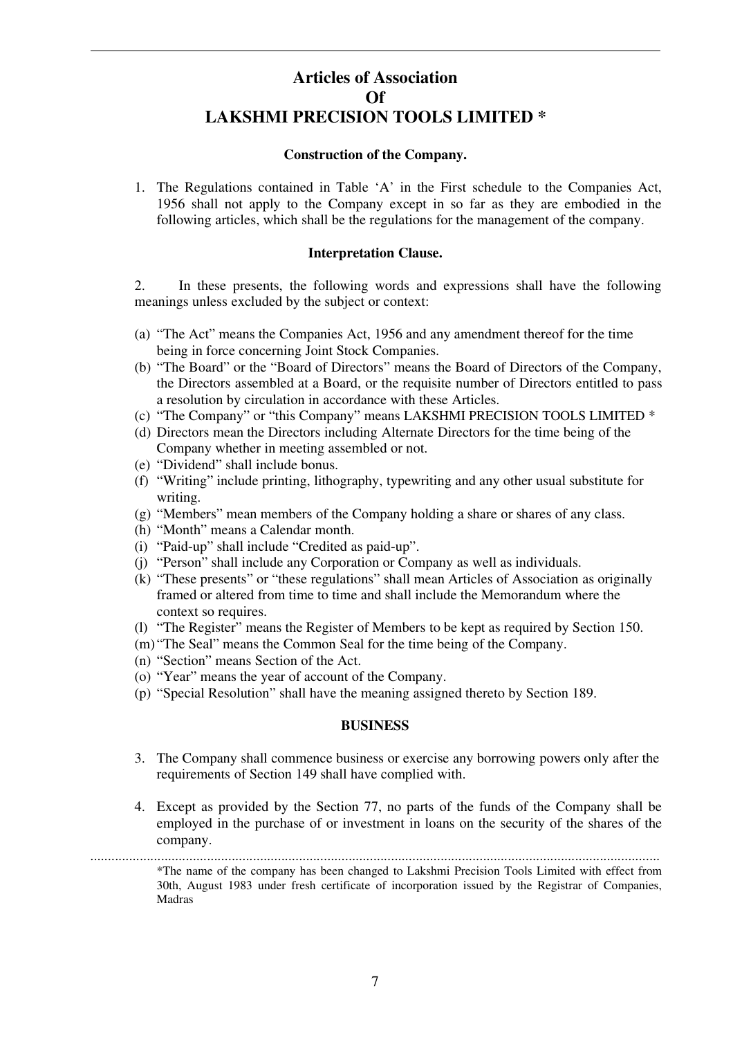# Articles of Association
# Of
# LAKSHMI PRECISION TOOLS LIMITED *

### Construction of the Company.

1. The Regulations contained in Table 'A' in the First schedule to the Companies Act, 1956 shall not apply to the Company except in so far as they are embodied in the following articles, which shall be the regulations for the management of the company.

### Interpretation Clause.

2. In these presents, the following words and expressions shall have the following meanings unless excluded by the subject or context:

(a) "The Act" means the Companies Act, 1956 and any amendment thereof for the time being in force concerning Joint Stock Companies.
(b) "The Board" or the "Board of Directors" means the Board of Directors of the Company, the Directors assembled at a Board, or the requisite number of Directors entitled to pass a resolution by circulation in accordance with these Articles.
(c) "The Company" or "this Company" means LAKSHMI PRECISION TOOLS LIMITED *
(d) Directors mean the Directors including Alternate Directors for the time being of the Company whether in meeting assembled or not.
(e) "Dividend" shall include bonus.
(f) "Writing" include printing, lithography, typewriting and any other usual substitute for writing.
(g) "Members" mean members of the Company holding a share or shares of any class.
(h) "Month" means a Calendar month.
(i) "Paid-up" shall include "Credited as paid-up".
(j) "Person" shall include any Corporation or Company as well as individuals.
(k) "These presents" or "these regulations" shall mean Articles of Association as originally framed or altered from time to time and shall include the Memorandum where the context so requires.
(l) "The Register" means the Register of Members to be kept as required by Section 150.
(m) "The Seal" means the Common Seal for the time being of the Company.
(n) "Section" means Section of the Act.
(o) "Year" means the year of account of the Company.
(p) "Special Resolution" shall have the meaning assigned thereto by Section 189.

### BUSINESS

3. The Company shall commence business or exercise any borrowing powers only after the requirements of Section 149 shall have complied with.

4. Except as provided by the Section 77, no parts of the funds of the Company shall be employed in the purchase of or investment in loans on the security of the shares of the company.

---

*The name of the company has been changed to Lakshmi Precision Tools Limited with effect from 30th, August 1983 under fresh certificate of incorporation issued by the Registrar of Companies, Madras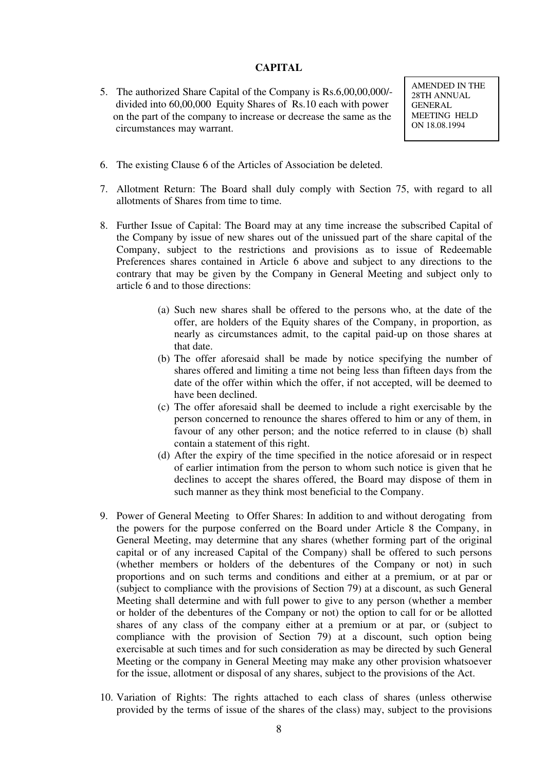## CAPITAL

5. The authorized Share Capital of the Company is Rs.6,00,00,000/- divided into 60,00,000 Equity Shares of Rs.10 each with power on the part of the company to increase or decrease the same as the circumstances may warrant.

AMENDED IN THE 28TH ANNUAL GENERAL MEETING HELD ON 18.08.1994

6. The existing Clause 6 of the Articles of Association be deleted.

7. Allotment Return: The Board shall duly comply with Section 75, with regard to all allotments of Shares from time to time.

8. Further Issue of Capital: The Board may at any time increase the subscribed Capital of the Company by issue of new shares out of the unissued part of the share capital of the Company, subject to the restrictions and provisions as to issue of Redeemable Preferences shares contained in Article 6 above and subject to any directions to the contrary that may be given by the Company in General Meeting and subject only to article 6 and to those directions:

   (a) Such new shares shall be offered to the persons who, at the date of the offer, are holders of the Equity shares of the Company, in proportion, as nearly as circumstances admit, to the capital paid-up on those shares at that date.
   
   (b) The offer aforesaid shall be made by notice specifying the number of shares offered and limiting a time not being less than fifteen days from the date of the offer within which the offer, if not accepted, will be deemed to have been declined.
   
   (c) The offer aforesaid shall be deemed to include a right exercisable by the person concerned to renounce the shares offered to him or any of them, in favour of any other person; and the notice referred to in clause (b) shall contain a statement of this right.
   
   (d) After the expiry of the time specified in the notice aforesaid or in respect of earlier intimation from the person to whom such notice is given that he declines to accept the shares offered, the Board may dispose of them in such manner as they think most beneficial to the Company.

9. Power of General Meeting to Offer Shares: In addition to and without derogating from the powers for the purpose conferred on the Board under Article 8 the Company, in General Meeting, may determine that any shares (whether forming part of the original capital or of any increased Capital of the Company) shall be offered to such persons (whether members or holders of the debentures of the Company or not) in such proportions and on such terms and conditions and either at a premium, or at par or (subject to compliance with the provisions of Section 79) at a discount, as such General Meeting shall determine and with full power to give to any person (whether a member or holder of the debentures of the Company or not) the option to call for or be allotted shares of any class of the company either at a premium or at par, or (subject to compliance with the provision of Section 79) at a discount, such option being exercisable at such times and for such consideration as may be directed by such General Meeting or the company in General Meeting may make any other provision whatsoever for the issue, allotment or disposal of any shares, subject to the provisions of the Act.

10. Variation of Rights: The rights attached to each class of shares (unless otherwise provided by the terms of issue of the shares of the class) may, subject to the provisions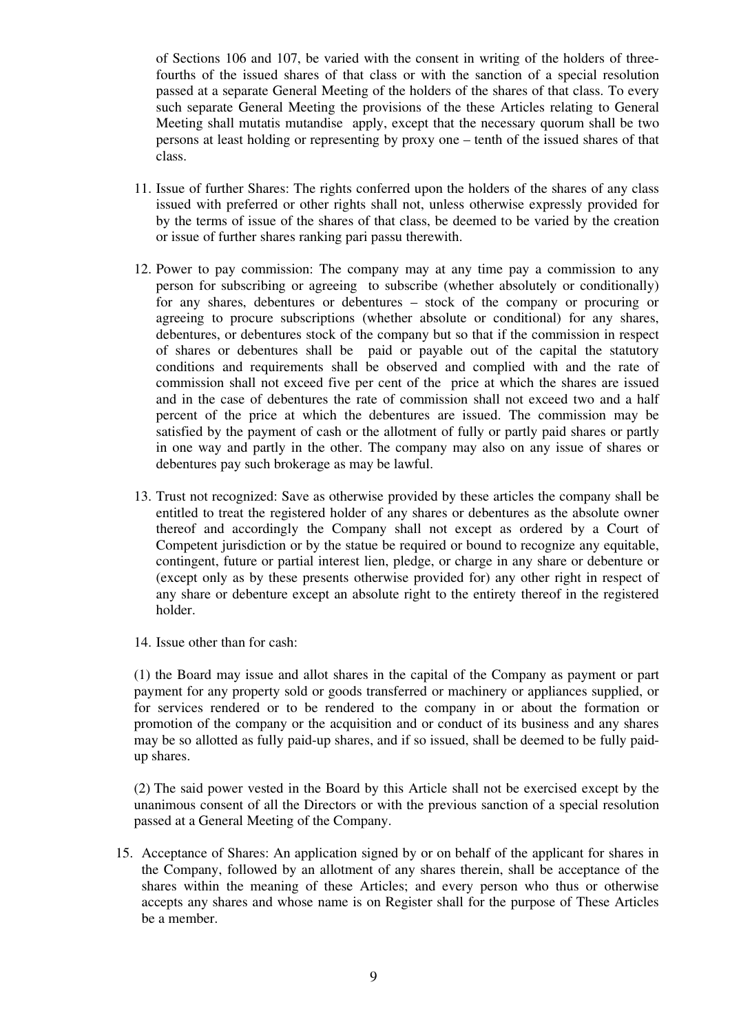of Sections 106 and 107, be varied with the consent in writing of the holders of three-fourths of the issued shares of that class or with the sanction of a special resolution passed at a separate General Meeting of the holders of the shares of that class. To every such separate General Meeting the provisions of the these Articles relating to General Meeting shall mutatis mutandise apply, except that the necessary quorum shall be two persons at least holding or representing by proxy one – tenth of the issued shares of that class.

11. Issue of further Shares: The rights conferred upon the holders of the shares of any class issued with preferred or other rights shall not, unless otherwise expressly provided for by the terms of issue of the shares of that class, be deemed to be varied by the creation or issue of further shares ranking pari passu therewith.

12. Power to pay commission: The company may at any time pay a commission to any person for subscribing or agreeing to subscribe (whether absolutely or conditionally) for any shares, debentures or debentures – stock of the company or procuring or agreeing to procure subscriptions (whether absolute or conditional) for any shares, debentures, or debentures stock of the company but so that if the commission in respect of shares or debentures shall be paid or payable out of the capital the statutory conditions and requirements shall be observed and complied with and the rate of commission shall not exceed five per cent of the price at which the shares are issued and in the case of debentures the rate of commission shall not exceed two and a half percent of the price at which the debentures are issued. The commission may be satisfied by the payment of cash or the allotment of fully or partly paid shares or partly in one way and partly in the other. The company may also on any issue of shares or debentures pay such brokerage as may be lawful.

13. Trust not recognized: Save as otherwise provided by these articles the company shall be entitled to treat the registered holder of any shares or debentures as the absolute owner thereof and accordingly the Company shall not except as ordered by a Court of Competent jurisdiction or by the statue be required or bound to recognize any equitable, contingent, future or partial interest lien, pledge, or charge in any share or debenture or (except only as by these presents otherwise provided for) any other right in respect of any share or debenture except an absolute right to the entirety thereof in the registered holder.

14. Issue other than for cash:

(1) the Board may issue and allot shares in the capital of the Company as payment or part payment for any property sold or goods transferred or machinery or appliances supplied, or for services rendered or to be rendered to the company in or about the formation or promotion of the company or the acquisition and or conduct of its business and any shares may be so allotted as fully paid-up shares, and if so issued, shall be deemed to be fully paid-up shares.

(2) The said power vested in the Board by this Article shall not be exercised except by the unanimous consent of all the Directors or with the previous sanction of a special resolution passed at a General Meeting of the Company.

15. Acceptance of Shares: An application signed by or on behalf of the applicant for shares in the Company, followed by an allotment of any shares therein, shall be acceptance of the shares within the meaning of these Articles; and every person who thus or otherwise accepts any shares and whose name is on Register shall for the purpose of These Articles be a member.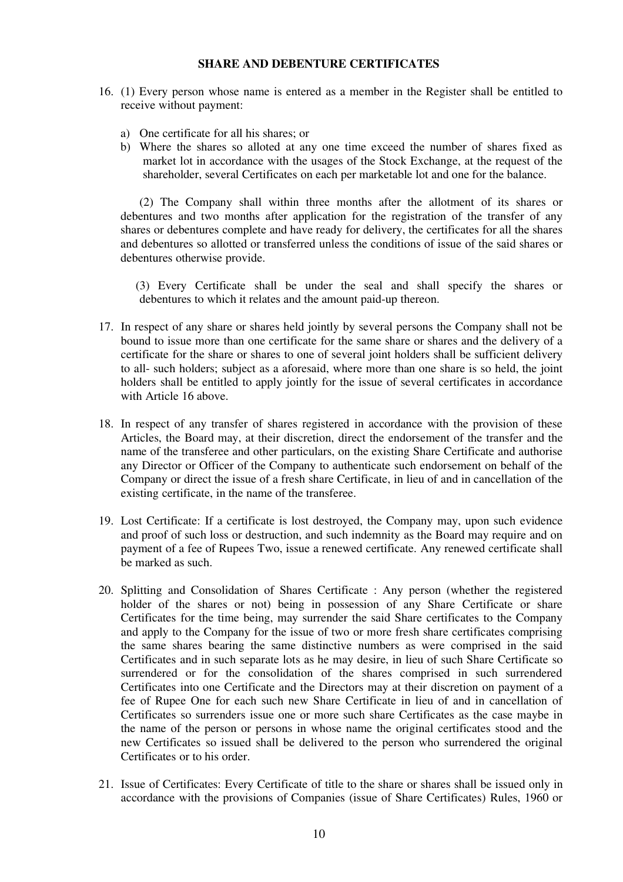## SHARE AND DEBENTURE CERTIFICATES

16. (1) Every person whose name is entered as a member in the Register shall be entitled to receive without payment:

    a) One certificate for all his shares; or
    b) Where the shares so alloted at any one time exceed the number of shares fixed as market lot in accordance with the usages of the Stock Exchange, at the request of the shareholder, several Certificates on each per marketable lot and one for the balance.

    (2) The Company shall within three months after the allotment of its shares or debentures and two months after application for the registration of the transfer of any shares or debentures complete and have ready for delivery, the certificates for all the shares and debentures so allotted or transferred unless the conditions of issue of the said shares or debentures otherwise provide.

    (3) Every Certificate shall be under the seal and shall specify the shares or debentures to which it relates and the amount paid-up thereon.

17. In respect of any share or shares held jointly by several persons the Company shall not be bound to issue more than one certificate for the same share or shares and the delivery of a certificate for the share or shares to one of several joint holders shall be sufficient delivery to all- such holders; subject as a aforesaid, where more than one share is so held, the joint holders shall be entitled to apply jointly for the issue of several certificates in accordance with Article 16 above.

18. In respect of any transfer of shares registered in accordance with the provision of these Articles, the Board may, at their discretion, direct the endorsement of the transfer and the name of the transferee and other particulars, on the existing Share Certificate and authorise any Director or Officer of the Company to authenticate such endorsement on behalf of the Company or direct the issue of a fresh share Certificate, in lieu of and in cancellation of the existing certificate, in the name of the transferee.

19. Lost Certificate: If a certificate is lost destroyed, the Company may, upon such evidence and proof of such loss or destruction, and such indemnity as the Board may require and on payment of a fee of Rupees Two, issue a renewed certificate. Any renewed certificate shall be marked as such.

20. Splitting and Consolidation of Shares Certificate : Any person (whether the registered holder of the shares or not) being in possession of any Share Certificate or share Certificates for the time being, may surrender the said Share certificates to the Company and apply to the Company for the issue of two or more fresh share certificates comprising the same shares bearing the same distinctive numbers as were comprised in the said Certificates and in such separate lots as he may desire, in lieu of such Share Certificate so surrendered or for the consolidation of the shares comprised in such surrendered Certificates into one Certificate and the Directors may at their discretion on payment of a fee of Rupee One for each such new Share Certificate in lieu of and in cancellation of Certificates so surrenders issue one or more such share Certificates as the case maybe in the name of the person or persons in whose name the original certificates stood and the new Certificates so issued shall be delivered to the person who surrendered the original Certificates or to his order.

21. Issue of Certificates: Every Certificate of title to the share or shares shall be issued only in accordance with the provisions of Companies (issue of Share Certificates) Rules, 1960 or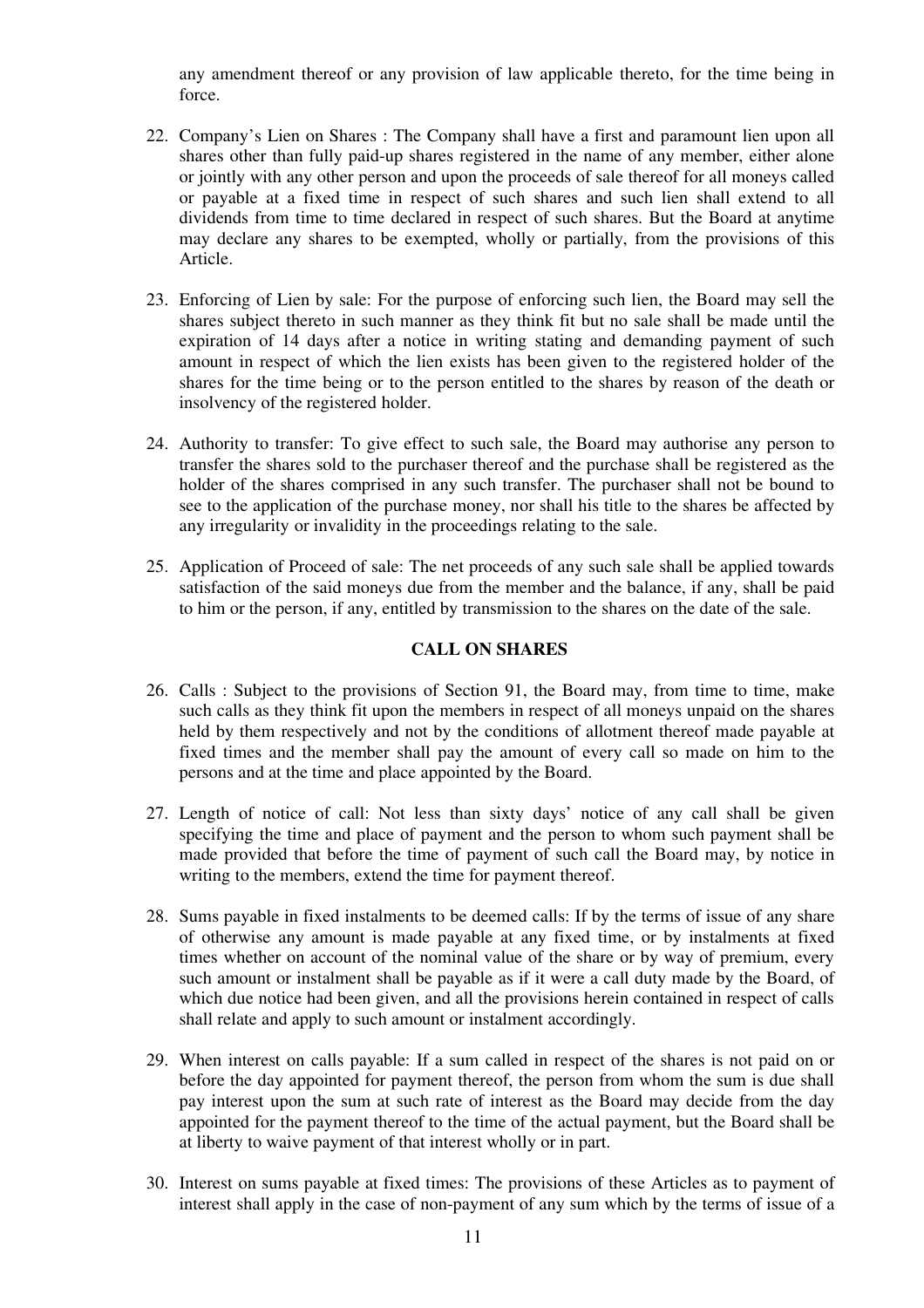any amendment thereof or any provision of law applicable thereto, for the time being in force.

22. Company's Lien on Shares : The Company shall have a first and paramount lien upon all shares other than fully paid-up shares registered in the name of any member, either alone or jointly with any other person and upon the proceeds of sale thereof for all moneys called or payable at a fixed time in respect of such shares and such lien shall extend to all dividends from time to time declared in respect of such shares. But the Board at anytime may declare any shares to be exempted, wholly or partially, from the provisions of this Article.

23. Enforcing of Lien by sale: For the purpose of enforcing such lien, the Board may sell the shares subject thereto in such manner as they think fit but no sale shall be made until the expiration of 14 days after a notice in writing stating and demanding payment of such amount in respect of which the lien exists has been given to the registered holder of the shares for the time being or to the person entitled to the shares by reason of the death or insolvency of the registered holder.

24. Authority to transfer: To give effect to such sale, the Board may authorise any person to transfer the shares sold to the purchaser thereof and the purchase shall be registered as the holder of the shares comprised in any such transfer. The purchaser shall not be bound to see to the application of the purchase money, nor shall his title to the shares be affected by any irregularity or invalidity in the proceedings relating to the sale.

25. Application of Proceed of sale: The net proceeds of any such sale shall be applied towards satisfaction of the said moneys due from the member and the balance, if any, shall be paid to him or the person, if any, entitled by transmission to the shares on the date of the sale.

## CALL ON SHARES

26. Calls : Subject to the provisions of Section 91, the Board may, from time to time, make such calls as they think fit upon the members in respect of all moneys unpaid on the shares held by them respectively and not by the conditions of allotment thereof made payable at fixed times and the member shall pay the amount of every call so made on him to the persons and at the time and place appointed by the Board.

27. Length of notice of call: Not less than sixty days' notice of any call shall be given specifying the time and place of payment and the person to whom such payment shall be made provided that before the time of payment of such call the Board may, by notice in writing to the members, extend the time for payment thereof.

28. Sums payable in fixed instalments to be deemed calls: If by the terms of issue of any share of otherwise any amount is made payable at any fixed time, or by instalments at fixed times whether on account of the nominal value of the share or by way of premium, every such amount or instalment shall be payable as if it were a call duty made by the Board, of which due notice had been given, and all the provisions herein contained in respect of calls shall relate and apply to such amount or instalment accordingly.

29. When interest on calls payable: If a sum called in respect of the shares is not paid on or before the day appointed for payment thereof, the person from whom the sum is due shall pay interest upon the sum at such rate of interest as the Board may decide from the day appointed for the payment thereof to the time of the actual payment, but the Board shall be at liberty to waive payment of that interest wholly or in part.

30. Interest on sums payable at fixed times: The provisions of these Articles as to payment of interest shall apply in the case of non-payment of any sum which by the terms of issue of a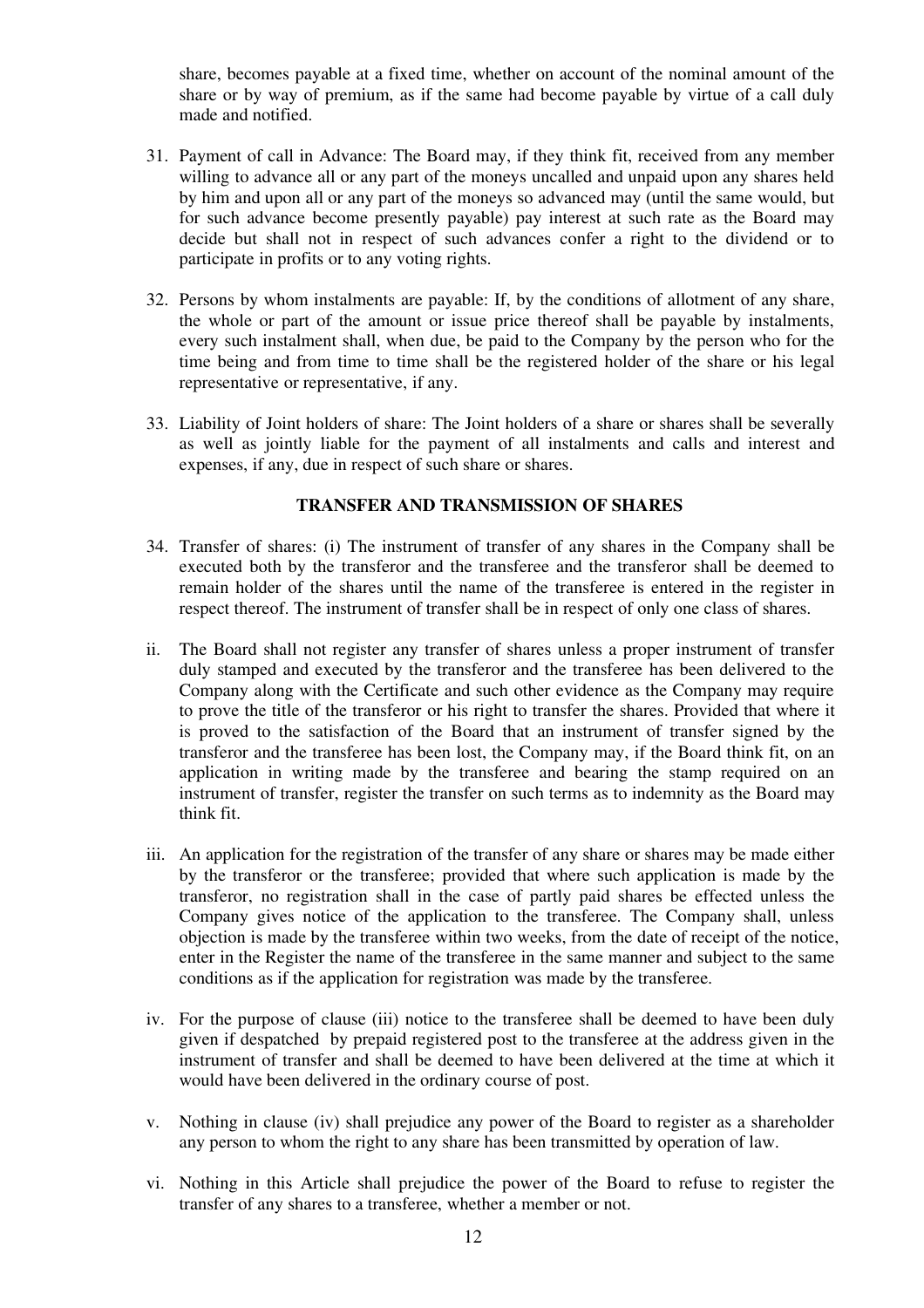share, becomes payable at a fixed time, whether on account of the nominal amount of the share or by way of premium, as if the same had become payable by virtue of a call duly made and notified.

31. Payment of call in Advance: The Board may, if they think fit, received from any member willing to advance all or any part of the moneys uncalled and unpaid upon any shares held by him and upon all or any part of the moneys so advanced may (until the same would, but for such advance become presently payable) pay interest at such rate as the Board may decide but shall not in respect of such advances confer a right to the dividend or to participate in profits or to any voting rights.

32. Persons by whom instalments are payable: If, by the conditions of allotment of any share, the whole or part of the amount or issue price thereof shall be payable by instalments, every such instalment shall, when due, be paid to the Company by the person who for the time being and from time to time shall be the registered holder of the share or his legal representative or representative, if any.

33. Liability of Joint holders of share: The Joint holders of a share or shares shall be severally as well as jointly liable for the payment of all instalments and calls and interest and expenses, if any, due in respect of such share or shares.

**TRANSFER AND TRANSMISSION OF SHARES**

34. Transfer of shares: (i) The instrument of transfer of any shares in the Company shall be executed both by the transferor and the transferee and the transferor shall be deemed to remain holder of the shares until the name of the transferee is entered in the register in respect thereof. The instrument of transfer shall be in respect of only one class of shares.

ii. The Board shall not register any transfer of shares unless a proper instrument of transfer duly stamped and executed by the transferor and the transferee has been delivered to the Company along with the Certificate and such other evidence as the Company may require to prove the title of the transferor or his right to transfer the shares. Provided that where it is proved to the satisfaction of the Board that an instrument of transfer signed by the transferor and the transferee has been lost, the Company may, if the Board think fit, on an application in writing made by the transferee and bearing the stamp required on an instrument of transfer, register the transfer on such terms as to indemnity as the Board may think fit.

iii. An application for the registration of the transfer of any share or shares may be made either by the transferor or the transferee; provided that where such application is made by the transferor, no registration shall in the case of partly paid shares be effected unless the Company gives notice of the application to the transferee. The Company shall, unless objection is made by the transferee within two weeks, from the date of receipt of the notice, enter in the Register the name of the transferee in the same manner and subject to the same conditions as if the application for registration was made by the transferee.

iv. For the purpose of clause (iii) notice to the transferee shall be deemed to have been duly given if despatched by prepaid registered post to the transferee at the address given in the instrument of transfer and shall be deemed to have been delivered at the time at which it would have been delivered in the ordinary course of post.

v. Nothing in clause (iv) shall prejudice any power of the Board to register as a shareholder any person to whom the right to any share has been transmitted by operation of law.

vi. Nothing in this Article shall prejudice the power of the Board to refuse to register the transfer of any shares to a transferee, whether a member or not.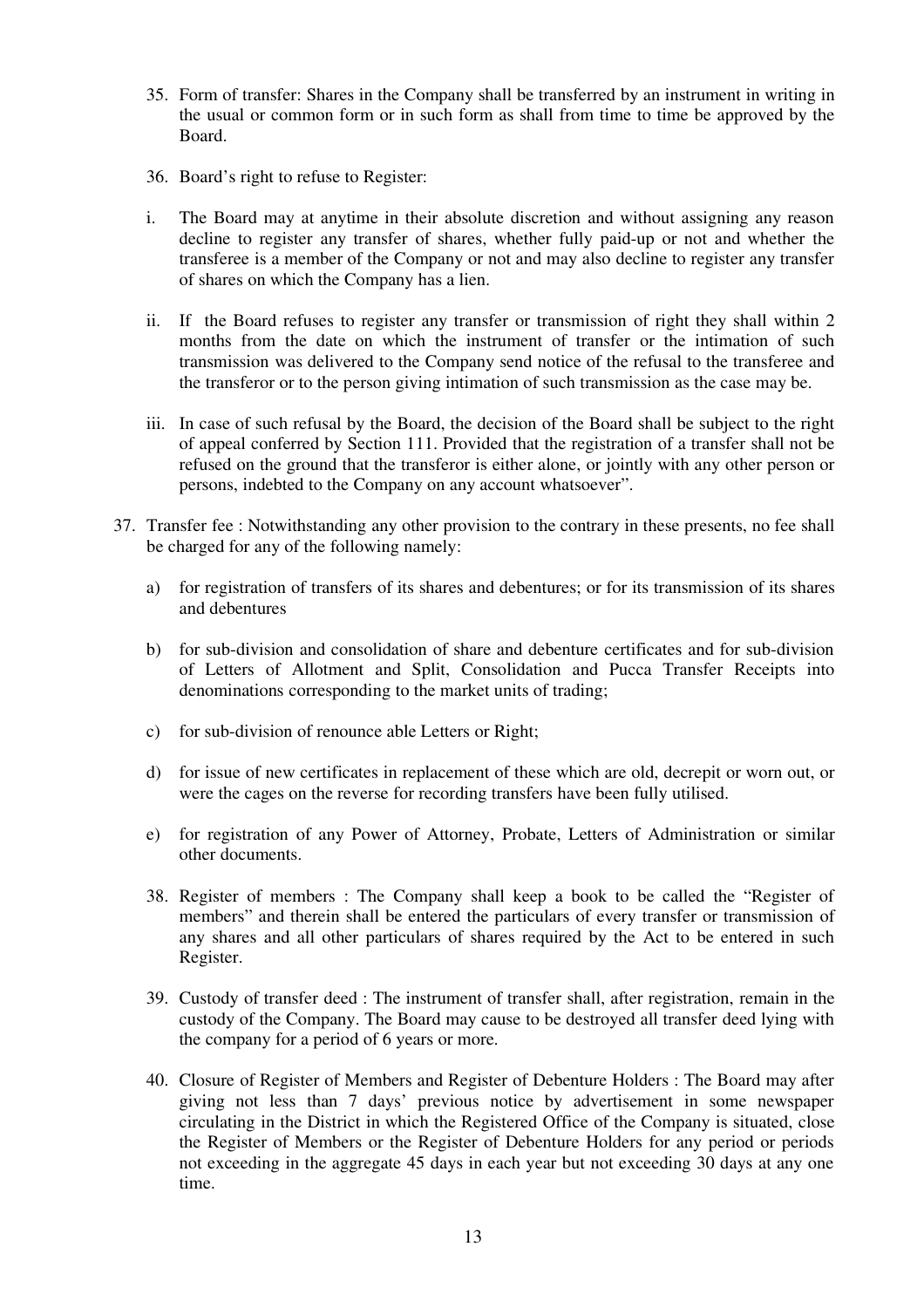35. Form of transfer: Shares in the Company shall be transferred by an instrument in writing in the usual or common form or in such form as shall from time to time be approved by the Board.

36. Board's right to refuse to Register:

i. The Board may at anytime in their absolute discretion and without assigning any reason decline to register any transfer of shares, whether fully paid-up or not and whether the transferee is a member of the Company or not and may also decline to register any transfer of shares on which the Company has a lien.

ii. If the Board refuses to register any transfer or transmission of right they shall within 2 months from the date on which the instrument of transfer or the intimation of such transmission was delivered to the Company send notice of the refusal to the transferee and the transferor or to the person giving intimation of such transmission as the case may be.

iii. In case of such refusal by the Board, the decision of the Board shall be subject to the right of appeal conferred by Section 111. Provided that the registration of a transfer shall not be refused on the ground that the transferor is either alone, or jointly with any other person or persons, indebted to the Company on any account whatsoever".

37. Transfer fee : Notwithstanding any other provision to the contrary in these presents, no fee shall be charged for any of the following namely:

   a) for registration of transfers of its shares and debentures; or for its transmission of its shares and debentures

   b) for sub-division and consolidation of share and debenture certificates and for sub-division of Letters of Allotment and Split, Consolidation and Pucca Transfer Receipts into denominations corresponding to the market units of trading;

   c) for sub-division of renounce able Letters or Right;

   d) for issue of new certificates in replacement of these which are old, decrepit or worn out, or were the cages on the reverse for recording transfers have been fully utilised.

   e) for registration of any Power of Attorney, Probate, Letters of Administration or similar other documents.

38. Register of members : The Company shall keep a book to be called the "Register of members" and therein shall be entered the particulars of every transfer or transmission of any shares and all other particulars of shares required by the Act to be entered in such Register.

39. Custody of transfer deed : The instrument of transfer shall, after registration, remain in the custody of the Company. The Board may cause to be destroyed all transfer deed lying with the company for a period of 6 years or more.

40. Closure of Register of Members and Register of Debenture Holders : The Board may after giving not less than 7 days' previous notice by advertisement in some newspaper circulating in the District in which the Registered Office of the Company is situated, close the Register of Members or the Register of Debenture Holders for any period or periods not exceeding in the aggregate 45 days in each year but not exceeding 30 days at any one time.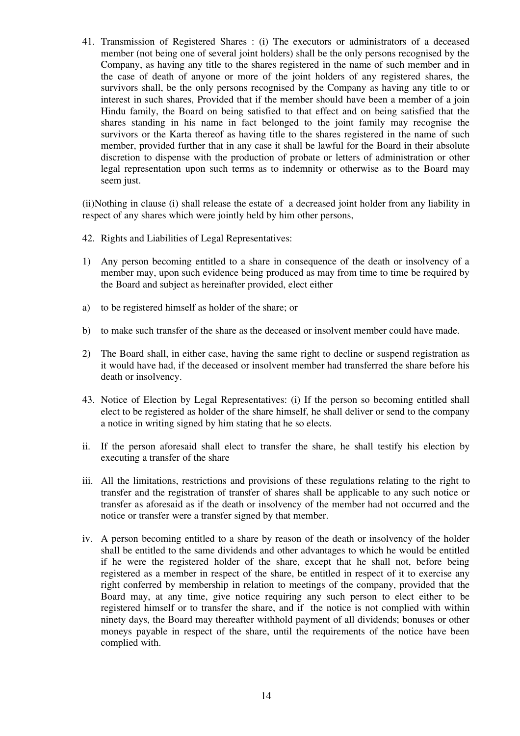41. Transmission of Registered Shares : (i) The executors or administrators of a deceased member (not being one of several joint holders) shall be the only persons recognised by the Company, as having any title to the shares registered in the name of such member and in the case of death of anyone or more of the joint holders of any registered shares, the survivors shall, be the only persons recognised by the Company as having any title to or interest in such shares, Provided that if the member should have been a member of a join Hindu family, the Board on being satisfied to that effect and on being satisfied that the shares standing in his name in fact belonged to the joint family may recognise the survivors or the Karta thereof as having title to the shares registered in the name of such member, provided further that in any case it shall be lawful for the Board in their absolute discretion to dispense with the production of probate or letters of administration or other legal representation upon such terms as to indemnity or otherwise as to the Board may seem just.

(ii)Nothing in clause (i) shall release the estate of a decreased joint holder from any liability in respect of any shares which were jointly held by him other persons,

42. Rights and Liabilities of Legal Representatives:

1) Any person becoming entitled to a share in consequence of the death or insolvency of a member may, upon such evidence being produced as may from time to time be required by the Board and subject as hereinafter provided, elect either

a) to be registered himself as holder of the share; or

b) to make such transfer of the share as the deceased or insolvent member could have made.

2) The Board shall, in either case, having the same right to decline or suspend registration as it would have had, if the deceased or insolvent member had transferred the share before his death or insolvency.

43. Notice of Election by Legal Representatives: (i) If the person so becoming entitled shall elect to be registered as holder of the share himself, he shall deliver or send to the company a notice in writing signed by him stating that he so elects.

ii. If the person aforesaid shall elect to transfer the share, he shall testify his election by executing a transfer of the share

iii. All the limitations, restrictions and provisions of these regulations relating to the right to transfer and the registration of transfer of shares shall be applicable to any such notice or transfer as aforesaid as if the death or insolvency of the member had not occurred and the notice or transfer were a transfer signed by that member.

iv. A person becoming entitled to a share by reason of the death or insolvency of the holder shall be entitled to the same dividends and other advantages to which he would be entitled if he were the registered holder of the share, except that he shall not, before being registered as a member in respect of the share, be entitled in respect of it to exercise any right conferred by membership in relation to meetings of the company, provided that the Board may, at any time, give notice requiring any such person to elect either to be registered himself or to transfer the share, and if the notice is not complied with within ninety days, the Board may thereafter withhold payment of all dividends; bonuses or other moneys payable in respect of the share, until the requirements of the notice have been complied with.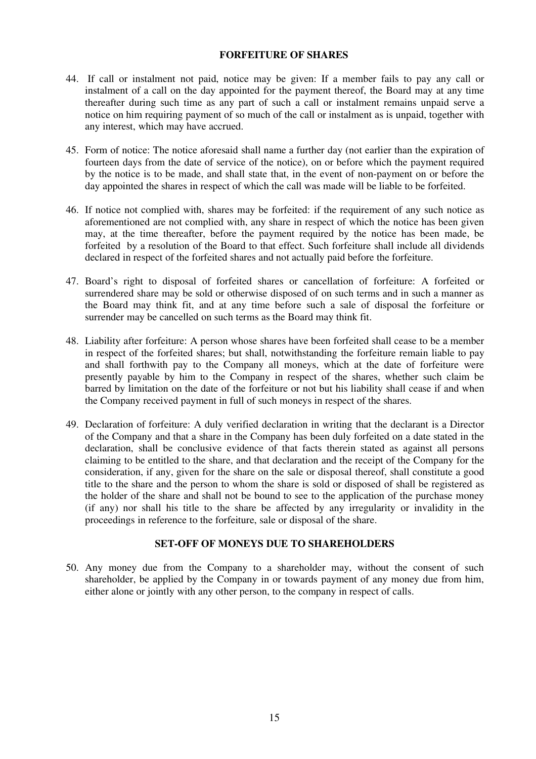## FORFEITURE OF SHARES

44. If call or instalment not paid, notice may be given: If a member fails to pay any call or instalment of a call on the day appointed for the payment thereof, the Board may at any time thereafter during such time as any part of such a call or instalment remains unpaid serve a notice on him requiring payment of so much of the call or instalment as is unpaid, together with any interest, which may have accrued.

45. Form of notice: The notice aforesaid shall name a further day (not earlier than the expiration of fourteen days from the date of service of the notice), on or before which the payment required by the notice is to be made, and shall state that, in the event of non-payment on or before the day appointed the shares in respect of which the call was made will be liable to be forfeited.

46. If notice not complied with, shares may be forfeited: if the requirement of any such notice as aforementioned are not complied with, any share in respect of which the notice has been given may, at the time thereafter, before the payment required by the notice has been made, be forfeited by a resolution of the Board to that effect. Such forfeiture shall include all dividends declared in respect of the forfeited shares and not actually paid before the forfeiture.

47. Board's right to disposal of forfeited shares or cancellation of forfeiture: A forfeited or surrendered share may be sold or otherwise disposed of on such terms and in such a manner as the Board may think fit, and at any time before such a sale of disposal the forfeiture or surrender may be cancelled on such terms as the Board may think fit.

48. Liability after forfeiture: A person whose shares have been forfeited shall cease to be a member in respect of the forfeited shares; but shall, notwithstanding the forfeiture remain liable to pay and shall forthwith pay to the Company all moneys, which at the date of forfeiture were presently payable by him to the Company in respect of the shares, whether such claim be barred by limitation on the date of the forfeiture or not but his liability shall cease if and when the Company received payment in full of such moneys in respect of the shares.

49. Declaration of forfeiture: A duly verified declaration in writing that the declarant is a Director of the Company and that a share in the Company has been duly forfeited on a date stated in the declaration, shall be conclusive evidence of that facts therein stated as against all persons claiming to be entitled to the share, and that declaration and the receipt of the Company for the consideration, if any, given for the share on the sale or disposal thereof, shall constitute a good title to the share and the person to whom the share is sold or disposed of shall be registered as the holder of the share and shall not be bound to see to the application of the purchase money (if any) nor shall his title to the share be affected by any irregularity or invalidity in the proceedings in reference to the forfeiture, sale or disposal of the share.

## SET-OFF OF MONEYS DUE TO SHAREHOLDERS

50. Any money due from the Company to a shareholder may, without the consent of such shareholder, be applied by the Company in or towards payment of any money due from him, either alone or jointly with any other person, to the company in respect of calls.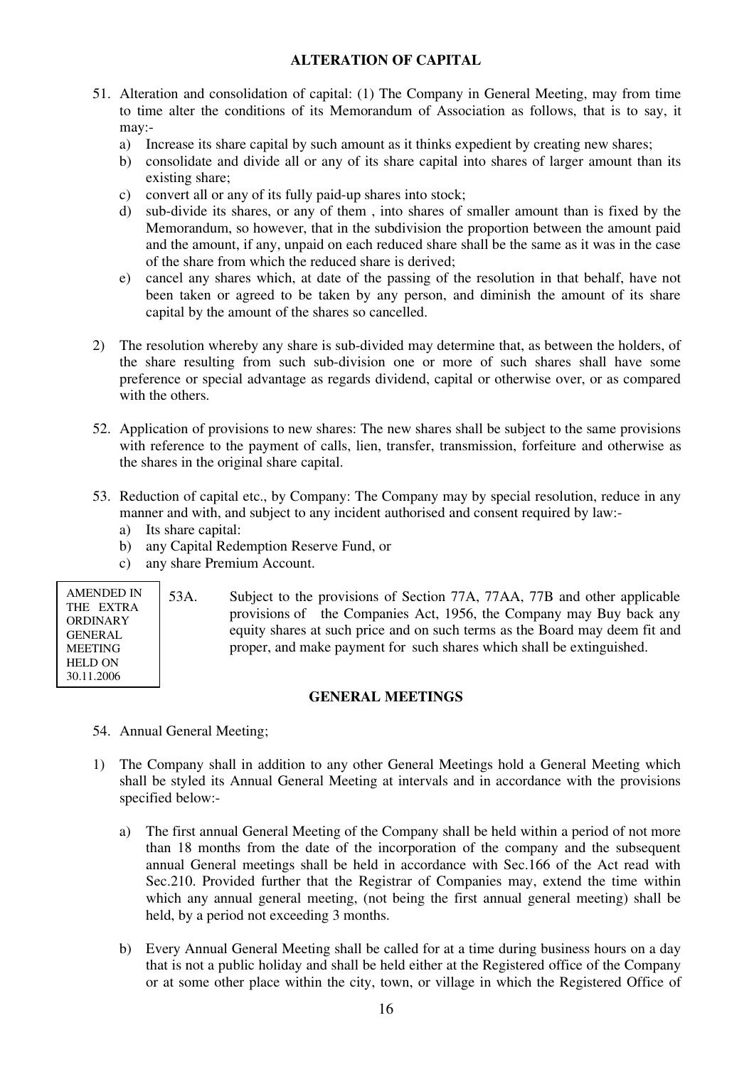## ALTERATION OF CAPITAL

51. Alteration and consolidation of capital: (1) The Company in General Meeting, may from time to time alter the conditions of its Memorandum of Association as follows, that is to say, it may:-
    a) Increase its share capital by such amount as it thinks expedient by creating new shares;
    b) consolidate and divide all or any of its share capital into shares of larger amount than its existing share;
    c) convert all or any of its fully paid-up shares into stock;
    d) sub-divide its shares, or any of them , into shares of smaller amount than is fixed by the Memorandum, so however, that in the subdivision the proportion between the amount paid and the amount, if any, unpaid on each reduced share shall be the same as it was in the case of the share from which the reduced share is derived;
    e) cancel any shares which, at date of the passing of the resolution in that behalf, have not been taken or agreed to be taken by any person, and diminish the amount of its share capital by the amount of the shares so cancelled.

2) The resolution whereby any share is sub-divided may determine that, as between the holders, of the share resulting from such sub-division one or more of such shares shall have some preference or special advantage as regards dividend, capital or otherwise over, or as compared with the others.

52. Application of provisions to new shares: The new shares shall be subject to the same provisions with reference to the payment of calls, lien, transfer, transmission, forfeiture and otherwise as the shares in the original share capital.

53. Reduction of capital etc., by Company: The Company may by special resolution, reduce in any manner and with, and subject to any incident authorised and consent required by law:-
    a) Its share capital:
    b) any Capital Redemption Reserve Fund, or
    c) any share Premium Account.

AMENDED IN THE EXTRA ORDINARY GENERAL MEETING HELD ON 30.11.2006

53A. Subject to the provisions of Section 77A, 77AA, 77B and other applicable provisions of the Companies Act, 1956, the Company may Buy back any equity shares at such price and on such terms as the Board may deem fit and proper, and make payment for such shares which shall be extinguished.

## GENERAL MEETINGS

54. Annual General Meeting;

1) The Company shall in addition to any other General Meetings hold a General Meeting which shall be styled its Annual General Meeting at intervals and in accordance with the provisions specified below:-

    a) The first annual General Meeting of the Company shall be held within a period of not more than 18 months from the date of the incorporation of the company and the subsequent annual General meetings shall be held in accordance with Sec.166 of the Act read with Sec.210. Provided further that the Registrar of Companies may, extend the time within which any annual general meeting, (not being the first annual general meeting) shall be held, by a period not exceeding 3 months.

    b) Every Annual General Meeting shall be called for at a time during business hours on a day that is not a public holiday and shall be held either at the Registered office of the Company or at some other place within the city, town, or village in which the Registered Office of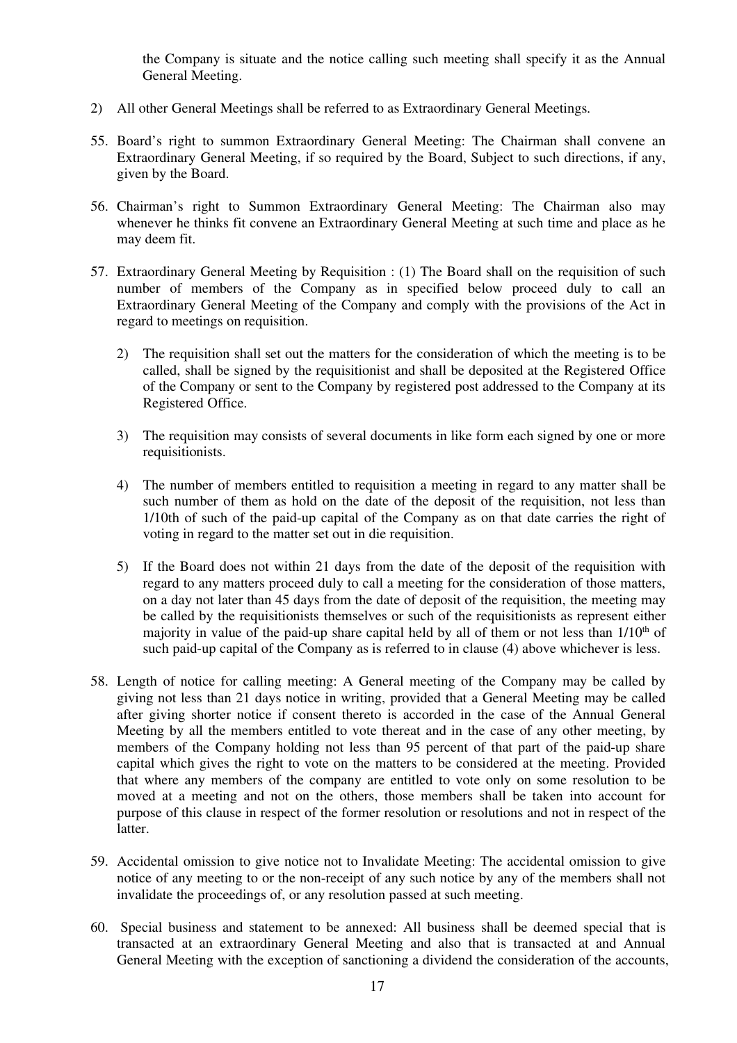the Company is situate and the notice calling such meeting shall specify it as the Annual General Meeting.

2) All other General Meetings shall be referred to as Extraordinary General Meetings.

55. Board's right to summon Extraordinary General Meeting: The Chairman shall convene an Extraordinary General Meeting, if so required by the Board, Subject to such directions, if any, given by the Board.

56. Chairman's right to Summon Extraordinary General Meeting: The Chairman also may whenever he thinks fit convene an Extraordinary General Meeting at such time and place as he may deem fit.

57. Extraordinary General Meeting by Requisition : (1) The Board shall on the requisition of such number of members of the Company as in specified below proceed duly to call an Extraordinary General Meeting of the Company and comply with the provisions of the Act in regard to meetings on requisition.

    2) The requisition shall set out the matters for the consideration of which the meeting is to be called, shall be signed by the requisitionist and shall be deposited at the Registered Office of the Company or sent to the Company by registered post addressed to the Company at its Registered Office.

    3) The requisition may consists of several documents in like form each signed by one or more requisitionists.

    4) The number of members entitled to requisition a meeting in regard to any matter shall be such number of them as hold on the date of the deposit of the requisition, not less than 1/10th of such of the paid-up capital of the Company as on that date carries the right of voting in regard to the matter set out in die requisition.

    5) If the Board does not within 21 days from the date of the deposit of the requisition with regard to any matters proceed duly to call a meeting for the consideration of those matters, on a day not later than 45 days from the date of deposit of the requisition, the meeting may be called by the requisitionists themselves or such of the requisitionists as represent either majority in value of the paid-up share capital held by all of them or not less than 1/10th of such paid-up capital of the Company as is referred to in clause (4) above whichever is less.

58. Length of notice for calling meeting: A General meeting of the Company may be called by giving not less than 21 days notice in writing, provided that a General Meeting may be called after giving shorter notice if consent thereto is accorded in the case of the Annual General Meeting by all the members entitled to vote thereat and in the case of any other meeting, by members of the Company holding not less than 95 percent of that part of the paid-up share capital which gives the right to vote on the matters to be considered at the meeting. Provided that where any members of the company are entitled to vote only on some resolution to be moved at a meeting and not on the others, those members shall be taken into account for purpose of this clause in respect of the former resolution or resolutions and not in respect of the latter.

59. Accidental omission to give notice not to Invalidate Meeting: The accidental omission to give notice of any meeting to or the non-receipt of any such notice by any of the members shall not invalidate the proceedings of, or any resolution passed at such meeting.

60. Special business and statement to be annexed: All business shall be deemed special that is transacted at an extraordinary General Meeting and also that is transacted at and Annual General Meeting with the exception of sanctioning a dividend the consideration of the accounts,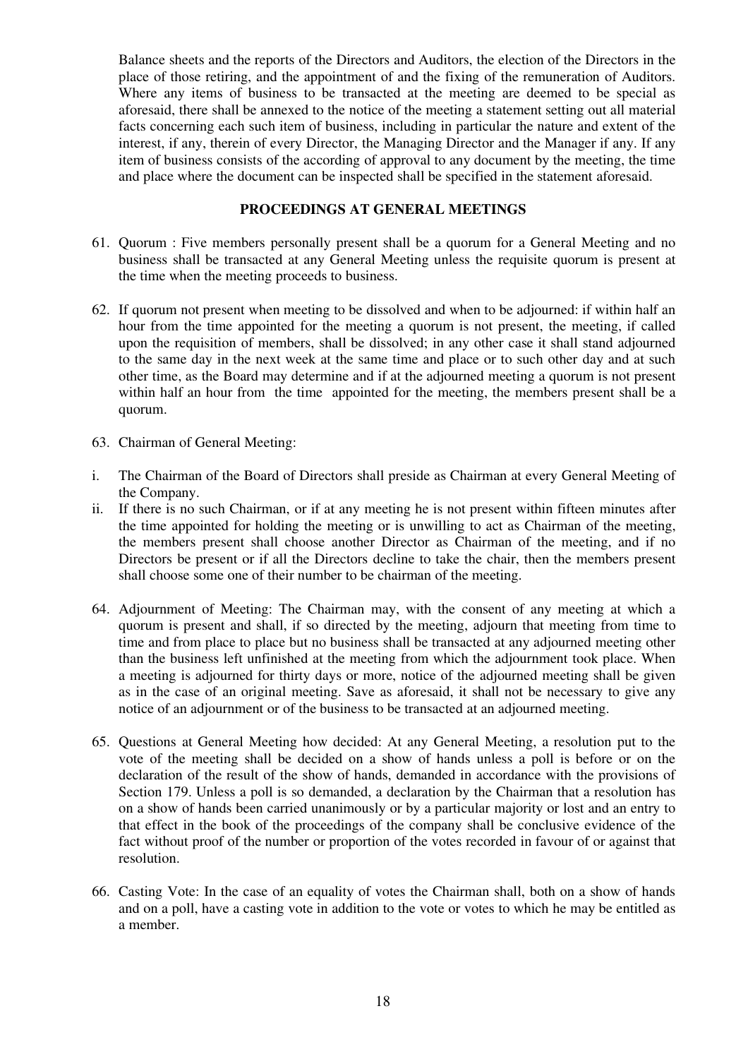Balance sheets and the reports of the Directors and Auditors, the election of the Directors in the place of those retiring, and the appointment of and the fixing of the remuneration of Auditors. Where any items of business to be transacted at the meeting are deemed to be special as aforesaid, there shall be annexed to the notice of the meeting a statement setting out all material facts concerning each such item of business, including in particular the nature and extent of the interest, if any, therein of every Director, the Managing Director and the Manager if any. If any item of business consists of the according of approval to any document by the meeting, the time and place where the document can be inspected shall be specified in the statement aforesaid.

## PROCEEDINGS AT GENERAL MEETINGS

61. Quorum : Five members personally present shall be a quorum for a General Meeting and no business shall be transacted at any General Meeting unless the requisite quorum is present at the time when the meeting proceeds to business.

62. If quorum not present when meeting to be dissolved and when to be adjourned: if within half an hour from the time appointed for the meeting a quorum is not present, the meeting, if called upon the requisition of members, shall be dissolved; in any other case it shall stand adjourned to the same day in the next week at the same time and place or to such other day and at such other time, as the Board may determine and if at the adjourned meeting a quorum is not present within half an hour from the time appointed for the meeting, the members present shall be a quorum.

63. Chairman of General Meeting:

i. The Chairman of the Board of Directors shall preside as Chairman at every General Meeting of the Company.
ii. If there is no such Chairman, or if at any meeting he is not present within fifteen minutes after the time appointed for holding the meeting or is unwilling to act as Chairman of the meeting, the members present shall choose another Director as Chairman of the meeting, and if no Directors be present or if all the Directors decline to take the chair, then the members present shall choose some one of their number to be chairman of the meeting.

64. Adjournment of Meeting: The Chairman may, with the consent of any meeting at which a quorum is present and shall, if so directed by the meeting, adjourn that meeting from time to time and from place to place but no business shall be transacted at any adjourned meeting other than the business left unfinished at the meeting from which the adjournment took place. When a meeting is adjourned for thirty days or more, notice of the adjourned meeting shall be given as in the case of an original meeting. Save as aforesaid, it shall not be necessary to give any notice of an adjournment or of the business to be transacted at an adjourned meeting.

65. Questions at General Meeting how decided: At any General Meeting, a resolution put to the vote of the meeting shall be decided on a show of hands unless a poll is before or on the declaration of the result of the show of hands, demanded in accordance with the provisions of Section 179. Unless a poll is so demanded, a declaration by the Chairman that a resolution has on a show of hands been carried unanimously or by a particular majority or lost and an entry to that effect in the book of the proceedings of the company shall be conclusive evidence of the fact without proof of the number or proportion of the votes recorded in favour of or against that resolution.

66. Casting Vote: In the case of an equality of votes the Chairman shall, both on a show of hands and on a poll, have a casting vote in addition to the vote or votes to which he may be entitled as a member.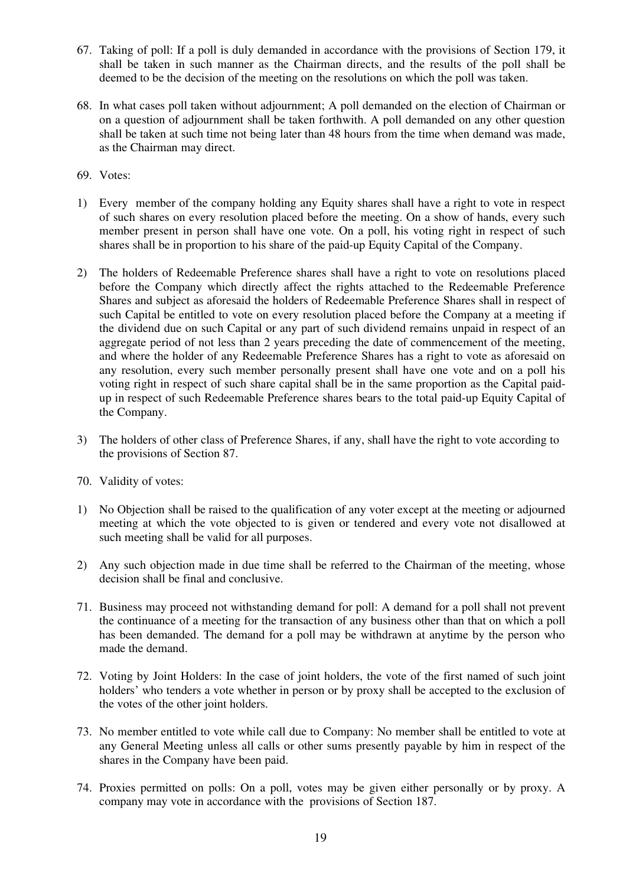67. Taking of poll: If a poll is duly demanded in accordance with the provisions of Section 179, it shall be taken in such manner as the Chairman directs, and the results of the poll shall be deemed to be the decision of the meeting on the resolutions on which the poll was taken.

68. In what cases poll taken without adjournment; A poll demanded on the election of Chairman or on a question of adjournment shall be taken forthwith. A poll demanded on any other question shall be taken at such time not being later than 48 hours from the time when demand was made, as the Chairman may direct.

69. Votes:

1) Every member of the company holding any Equity shares shall have a right to vote in respect of such shares on every resolution placed before the meeting. On a show of hands, every such member present in person shall have one vote. On a poll, his voting right in respect of such shares shall be in proportion to his share of the paid-up Equity Capital of the Company.

2) The holders of Redeemable Preference shares shall have a right to vote on resolutions placed before the Company which directly affect the rights attached to the Redeemable Preference Shares and subject as aforesaid the holders of Redeemable Preference Shares shall in respect of such Capital be entitled to vote on every resolution placed before the Company at a meeting if the dividend due on such Capital or any part of such dividend remains unpaid in respect of an aggregate period of not less than 2 years preceding the date of commencement of the meeting, and where the holder of any Redeemable Preference Shares has a right to vote as aforesaid on any resolution, every such member personally present shall have one vote and on a poll his voting right in respect of such share capital shall be in the same proportion as the Capital paid-up in respect of such Redeemable Preference shares bears to the total paid-up Equity Capital of the Company.

3) The holders of other class of Preference Shares, if any, shall have the right to vote according to the provisions of Section 87.

70. Validity of votes:

1) No Objection shall be raised to the qualification of any voter except at the meeting or adjourned meeting at which the vote objected to is given or tendered and every vote not disallowed at such meeting shall be valid for all purposes.

2) Any such objection made in due time shall be referred to the Chairman of the meeting, whose decision shall be final and conclusive.

71. Business may proceed not withstanding demand for poll: A demand for a poll shall not prevent the continuance of a meeting for the transaction of any business other than that on which a poll has been demanded. The demand for a poll may be withdrawn at anytime by the person who made the demand.

72. Voting by Joint Holders: In the case of joint holders, the vote of the first named of such joint holders' who tenders a vote whether in person or by proxy shall be accepted to the exclusion of the votes of the other joint holders.

73. No member entitled to vote while call due to Company: No member shall be entitled to vote at any General Meeting unless all calls or other sums presently payable by him in respect of the shares in the Company have been paid.

74. Proxies permitted on polls: On a poll, votes may be given either personally or by proxy. A company may vote in accordance with the provisions of Section 187.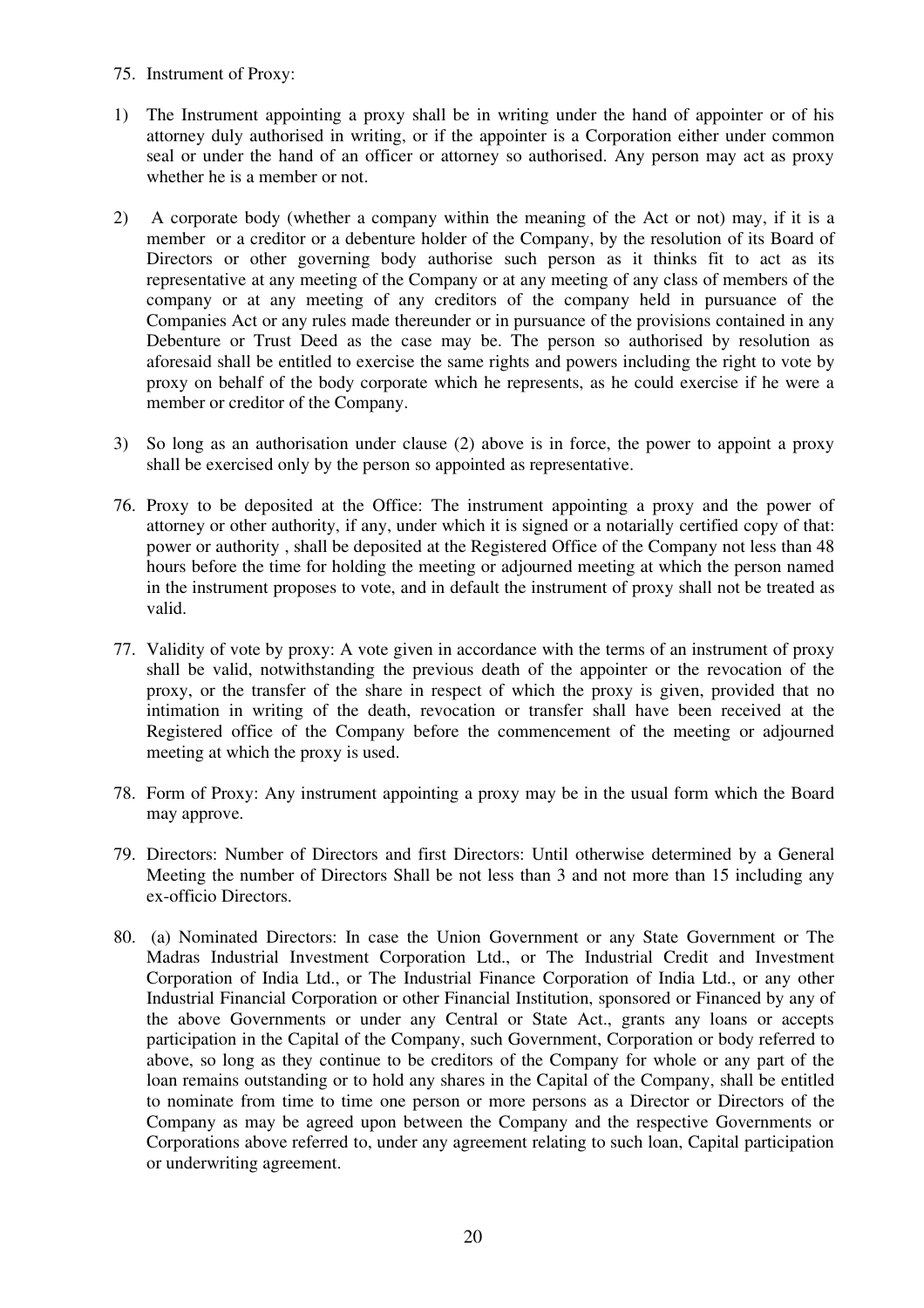75. Instrument of Proxy:

1) The Instrument appointing a proxy shall be in writing under the hand of appointer or of his attorney duly authorised in writing, or if the appointer is a Corporation either under common seal or under the hand of an officer or attorney so authorised. Any person may act as proxy whether he is a member or not.

2) A corporate body (whether a company within the meaning of the Act or not) may, if it is a member or a creditor or a debenture holder of the Company, by the resolution of its Board of Directors or other governing body authorise such person as it thinks fit to act as its representative at any meeting of the Company or at any meeting of any class of members of the company or at any meeting of any creditors of the company held in pursuance of the Companies Act or any rules made thereunder or in pursuance of the provisions contained in any Debenture or Trust Deed as the case may be. The person so authorised by resolution as aforesaid shall be entitled to exercise the same rights and powers including the right to vote by proxy on behalf of the body corporate which he represents, as he could exercise if he were a member or creditor of the Company.

3) So long as an authorisation under clause (2) above is in force, the power to appoint a proxy shall be exercised only by the person so appointed as representative.

76. Proxy to be deposited at the Office: The instrument appointing a proxy and the power of attorney or other authority, if any, under which it is signed or a notarially certified copy of that: power or authority , shall be deposited at the Registered Office of the Company not less than 48 hours before the time for holding the meeting or adjourned meeting at which the person named in the instrument proposes to vote, and in default the instrument of proxy shall not be treated as valid.

77. Validity of vote by proxy: A vote given in accordance with the terms of an instrument of proxy shall be valid, notwithstanding the previous death of the appointer or the revocation of the proxy, or the transfer of the share in respect of which the proxy is given, provided that no intimation in writing of the death, revocation or transfer shall have been received at the Registered office of the Company before the commencement of the meeting or adjourned meeting at which the proxy is used.

78. Form of Proxy: Any instrument appointing a proxy may be in the usual form which the Board may approve.

79. Directors: Number of Directors and first Directors: Until otherwise determined by a General Meeting the number of Directors Shall be not less than 3 and not more than 15 including any ex-officio Directors.

80. (a) Nominated Directors: In case the Union Government or any State Government or The Madras Industrial Investment Corporation Ltd., or The Industrial Credit and Investment Corporation of India Ltd., or The Industrial Finance Corporation of India Ltd., or any other Industrial Financial Corporation or other Financial Institution, sponsored or Financed by any of the above Governments or under any Central or State Act., grants any loans or accepts participation in the Capital of the Company, such Government, Corporation or body referred to above, so long as they continue to be creditors of the Company for whole or any part of the loan remains outstanding or to hold any shares in the Capital of the Company, shall be entitled to nominate from time to time one person or more persons as a Director or Directors of the Company as may be agreed upon between the Company and the respective Governments or Corporations above referred to, under any agreement relating to such loan, Capital participation or underwriting agreement.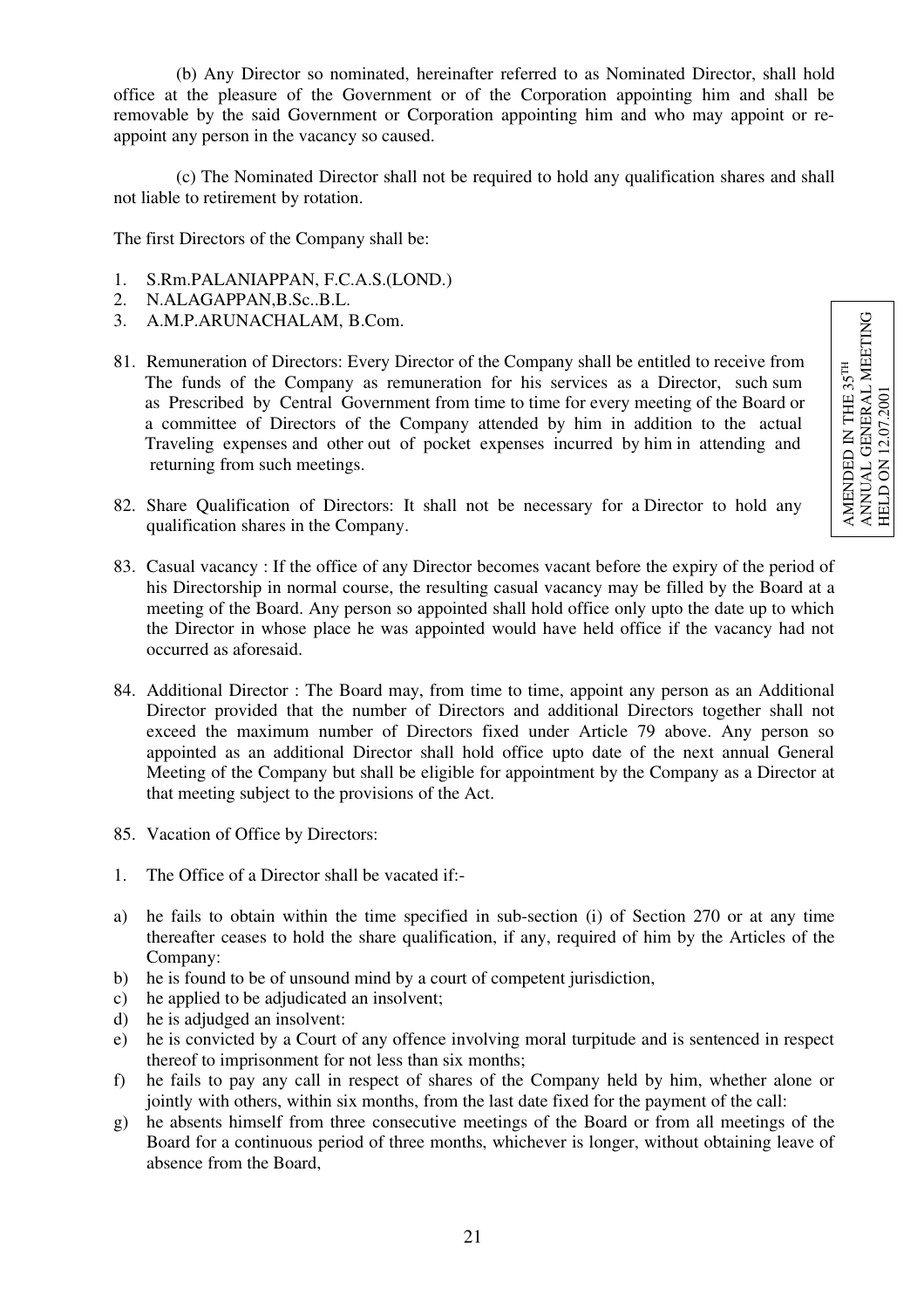(b) Any Director so nominated, hereinafter referred to as Nominated Director, shall hold office at the pleasure of the Government or of the Corporation appointing him and shall be removable by the said Government or Corporation appointing him and who may appoint or re-appoint any person in the vacancy so caused.

(c) The Nominated Director shall not be required to hold any qualification shares and shall not liable to retirement by rotation.

The first Directors of the Company shall be:

1. S.Rm.PALANIAPPAN, F.C.A.S.(LOND.)
2. N.ALAGAPPAN,B.Sc..B.L.
3. A.M.P.ARUNACHALAM, B.Com.

AMENDED IN THE 35TH ANNUAL GENERAL MEETING HELD ON 12.07.2001

81. Remuneration of Directors: Every Director of the Company shall be entitled to receive from The funds of the Company as remuneration for his services as a Director, such sum as Prescribed by Central Government from time to time for every meeting of the Board or a committee of Directors of the Company attended by him in addition to the actual Traveling expenses and other out of pocket expenses incurred by him in attending and returning from such meetings.

82. Share Qualification of Directors: It shall not be necessary for a Director to hold any qualification shares in the Company.

83. Casual vacancy : If the office of any Director becomes vacant before the expiry of the period of his Directorship in normal course, the resulting casual vacancy may be filled by the Board at a meeting of the Board. Any person so appointed shall hold office only upto the date up to which the Director in whose place he was appointed would have held office if the vacancy had not occurred as aforesaid.

84. Additional Director : The Board may, from time to time, appoint any person as an Additional Director provided that the number of Directors and additional Directors together shall not exceed the maximum number of Directors fixed under Article 79 above. Any person so appointed as an additional Director shall hold office upto date of the next annual General Meeting of the Company but shall be eligible for appointment by the Company as a Director at that meeting subject to the provisions of the Act.

85. Vacation of Office by Directors:

1. The Office of a Director shall be vacated if:-

a) he fails to obtain within the time specified in sub-section (i) of Section 270 or at any time thereafter ceases to hold the share qualification, if any, required of him by the Articles of the Company:
b) he is found to be of unsound mind by a court of competent jurisdiction,
c) he applied to be adjudicated an insolvent;
d) he is adjudged an insolvent:
e) he is convicted by a Court of any offence involving moral turpitude and is sentenced in respect thereof to imprisonment for not less than six months;
f) he fails to pay any call in respect of shares of the Company held by him, whether alone or jointly with others, within six months, from the last date fixed for the payment of the call:
g) he absents himself from three consecutive meetings of the Board or from all meetings of the Board for a continuous period of three months, whichever is longer, without obtaining leave of absence from the Board,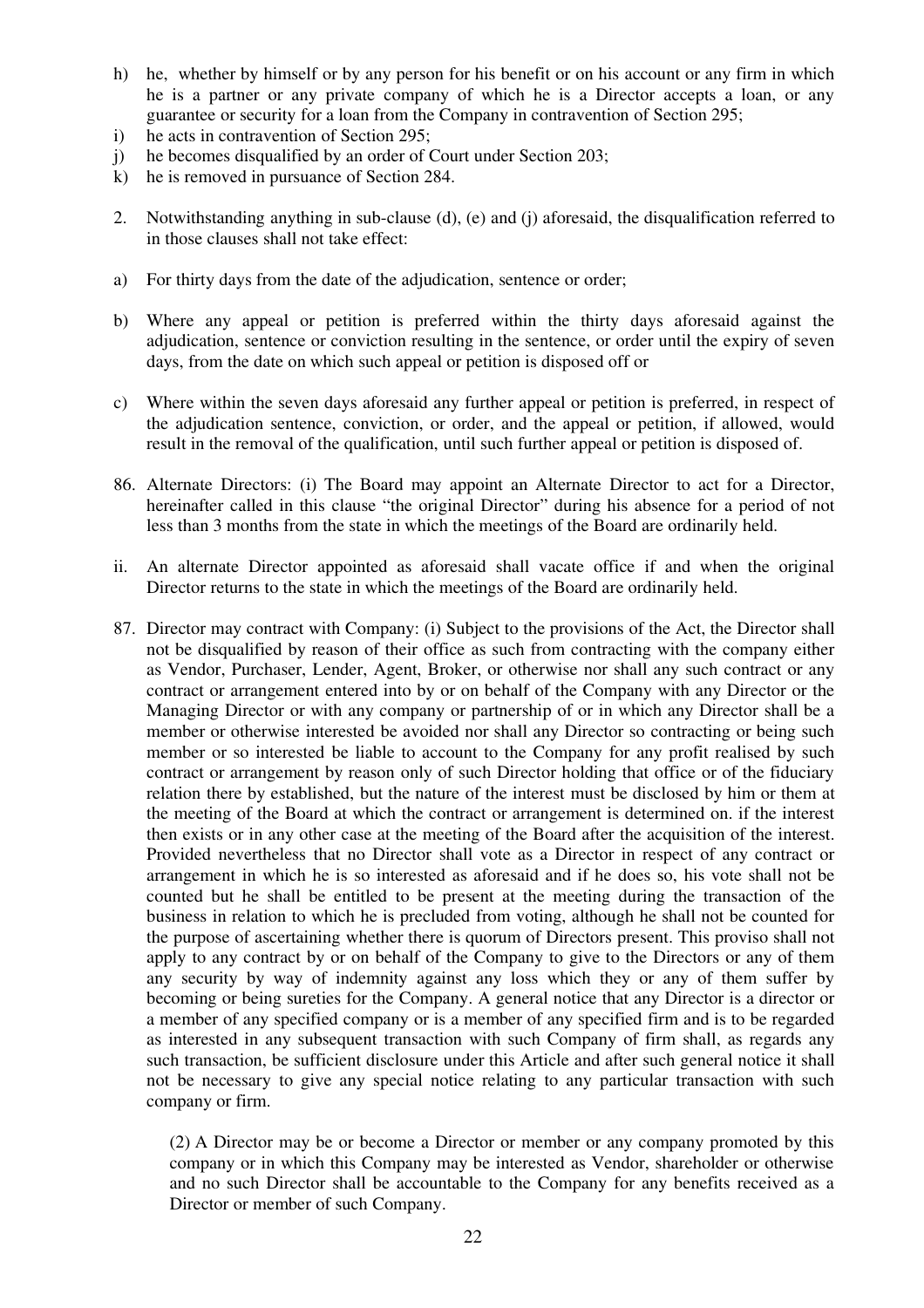h) he, whether by himself or by any person for his benefit or on his account or any firm in which he is a partner or any private company of which he is a Director accepts a loan, or any guarantee or security for a loan from the Company in contravention of Section 295;
i) he acts in contravention of Section 295;
j) he becomes disqualified by an order of Court under Section 203;
k) he is removed in pursuance of Section 284.

2. Notwithstanding anything in sub-clause (d), (e) and (j) aforesaid, the disqualification referred to in those clauses shall not take effect:

a) For thirty days from the date of the adjudication, sentence or order;

b) Where any appeal or petition is preferred within the thirty days aforesaid against the adjudication, sentence or conviction resulting in the sentence, or order until the expiry of seven days, from the date on which such appeal or petition is disposed off or

c) Where within the seven days aforesaid any further appeal or petition is preferred, in respect of the adjudication sentence, conviction, or order, and the appeal or petition, if allowed, would result in the removal of the qualification, until such further appeal or petition is disposed of.

86. Alternate Directors: (i) The Board may appoint an Alternate Director to act for a Director, hereinafter called in this clause "the original Director" during his absence for a period of not less than 3 months from the state in which the meetings of the Board are ordinarily held.

ii. An alternate Director appointed as aforesaid shall vacate office if and when the original Director returns to the state in which the meetings of the Board are ordinarily held.

87. Director may contract with Company: (i) Subject to the provisions of the Act, the Director shall not be disqualified by reason of their office as such from contracting with the company either as Vendor, Purchaser, Lender, Agent, Broker, or otherwise nor shall any such contract or any contract or arrangement entered into by or on behalf of the Company with any Director or the Managing Director or with any company or partnership of or in which any Director shall be a member or otherwise interested be avoided nor shall any Director so contracting or being such member or so interested be liable to account to the Company for any profit realised by such contract or arrangement by reason only of such Director holding that office or of the fiduciary relation there by established, but the nature of the interest must be disclosed by him or them at the meeting of the Board at which the contract or arrangement is determined on. if the interest then exists or in any other case at the meeting of the Board after the acquisition of the interest. Provided nevertheless that no Director shall vote as a Director in respect of any contract or arrangement in which he is so interested as aforesaid and if he does so, his vote shall not be counted but he shall be entitled to be present at the meeting during the transaction of the business in relation to which he is precluded from voting, although he shall not be counted for the purpose of ascertaining whether there is quorum of Directors present. This proviso shall not apply to any contract by or on behalf of the Company to give to the Directors or any of them any security by way of indemnity against any loss which they or any of them suffer by becoming or being sureties for the Company. A general notice that any Director is a director or a member of any specified company or is a member of any specified firm and is to be regarded as interested in any subsequent transaction with such Company of firm shall, as regards any such transaction, be sufficient disclosure under this Article and after such general notice it shall not be necessary to give any special notice relating to any particular transaction with such company or firm.

(2) A Director may be or become a Director or member or any company promoted by this company or in which this Company may be interested as Vendor, shareholder or otherwise and no such Director shall be accountable to the Company for any benefits received as a Director or member of such Company.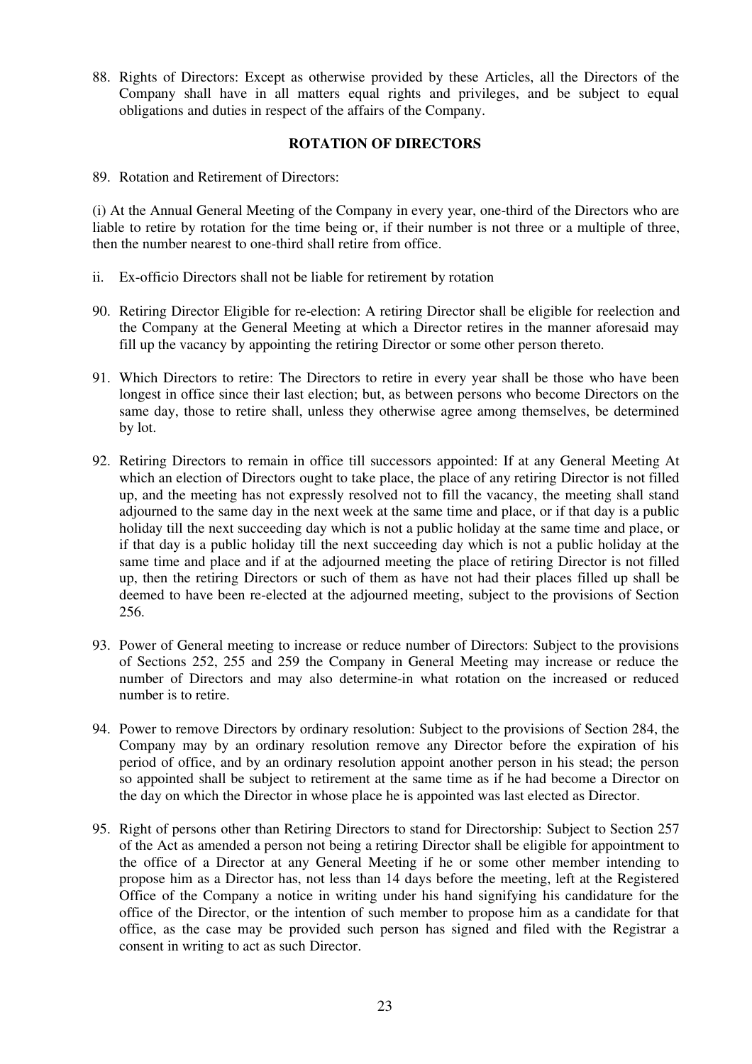88. Rights of Directors: Except as otherwise provided by these Articles, all the Directors of the Company shall have in all matters equal rights and privileges, and be subject to equal obligations and duties in respect of the affairs of the Company.

**ROTATION OF DIRECTORS**

89. Rotation and Retirement of Directors:

(i) At the Annual General Meeting of the Company in every year, one-third of the Directors who are liable to retire by rotation for the time being or, if their number is not three or a multiple of three, then the number nearest to one-third shall retire from office.

ii. Ex-officio Directors shall not be liable for retirement by rotation

90. Retiring Director Eligible for re-election: A retiring Director shall be eligible for reelection and the Company at the General Meeting at which a Director retires in the manner aforesaid may fill up the vacancy by appointing the retiring Director or some other person thereto.

91. Which Directors to retire: The Directors to retire in every year shall be those who have been longest in office since their last election; but, as between persons who become Directors on the same day, those to retire shall, unless they otherwise agree among themselves, be determined by lot.

92. Retiring Directors to remain in office till successors appointed: If at any General Meeting At which an election of Directors ought to take place, the place of any retiring Director is not filled up, and the meeting has not expressly resolved not to fill the vacancy, the meeting shall stand adjourned to the same day in the next week at the same time and place, or if that day is a public holiday till the next succeeding day which is not a public holiday at the same time and place, or if that day is a public holiday till the next succeeding day which is not a public holiday at the same time and place and if at the adjourned meeting the place of retiring Director is not filled up, then the retiring Directors or such of them as have not had their places filled up shall be deemed to have been re-elected at the adjourned meeting, subject to the provisions of Section 256.

93. Power of General meeting to increase or reduce number of Directors: Subject to the provisions of Sections 252, 255 and 259 the Company in General Meeting may increase or reduce the number of Directors and may also determine-in what rotation on the increased or reduced number is to retire.

94. Power to remove Directors by ordinary resolution: Subject to the provisions of Section 284, the Company may by an ordinary resolution remove any Director before the expiration of his period of office, and by an ordinary resolution appoint another person in his stead; the person so appointed shall be subject to retirement at the same time as if he had become a Director on the day on which the Director in whose place he is appointed was last elected as Director.

95. Right of persons other than Retiring Directors to stand for Directorship: Subject to Section 257 of the Act as amended a person not being a retiring Director shall be eligible for appointment to the office of a Director at any General Meeting if he or some other member intending to propose him as a Director has, not less than 14 days before the meeting, left at the Registered Office of the Company a notice in writing under his hand signifying his candidature for the office of the Director, or the intention of such member to propose him as a candidate for that office, as the case may be provided such person has signed and filed with the Registrar a consent in writing to act as such Director.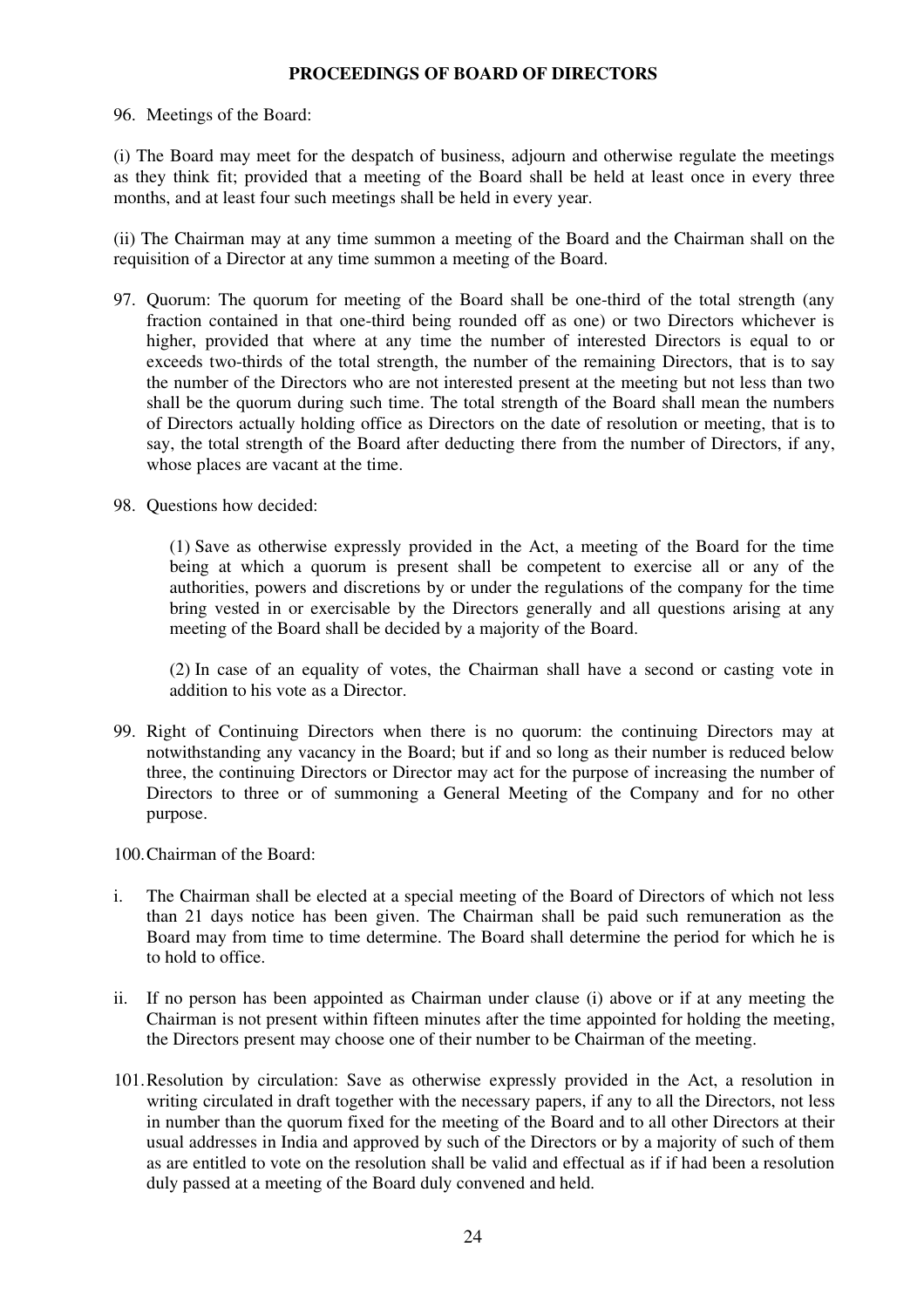**PROCEEDINGS OF BOARD OF DIRECTORS**

96. Meetings of the Board:

(i) The Board may meet for the despatch of business, adjourn and otherwise regulate the meetings as they think fit; provided that a meeting of the Board shall be held at least once in every three months, and at least four such meetings shall be held in every year.

(ii) The Chairman may at any time summon a meeting of the Board and the Chairman shall on the requisition of a Director at any time summon a meeting of the Board.

97. Quorum: The quorum for meeting of the Board shall be one-third of the total strength (any fraction contained in that one-third being rounded off as one) or two Directors whichever is higher, provided that where at any time the number of interested Directors is equal to or exceeds two-thirds of the total strength, the number of the remaining Directors, that is to say the number of the Directors who are not interested present at the meeting but not less than two shall be the quorum during such time. The total strength of the Board shall mean the numbers of Directors actually holding office as Directors on the date of resolution or meeting, that is to say, the total strength of the Board after deducting there from the number of Directors, if any, whose places are vacant at the time.

98. Questions how decided:

    (1) Save as otherwise expressly provided in the Act, a meeting of the Board for the time being at which a quorum is present shall be competent to exercise all or any of the authorities, powers and discretions by or under the regulations of the company for the time bring vested in or exercisable by the Directors generally and all questions arising at any meeting of the Board shall be decided by a majority of the Board.

    (2) In case of an equality of votes, the Chairman shall have a second or casting vote in addition to his vote as a Director.

99. Right of Continuing Directors when there is no quorum: the continuing Directors may at notwithstanding any vacancy in the Board; but if and so long as their number is reduced below three, the continuing Directors or Director may act for the purpose of increasing the number of Directors to three or of summoning a General Meeting of the Company and for no other purpose.

100. Chairman of the Board:

i. The Chairman shall be elected at a special meeting of the Board of Directors of which not less than 21 days notice has been given. The Chairman shall be paid such remuneration as the Board may from time to time determine. The Board shall determine the period for which he is to hold to office.

ii. If no person has been appointed as Chairman under clause (i) above or if at any meeting the Chairman is not present within fifteen minutes after the time appointed for holding the meeting, the Directors present may choose one of their number to be Chairman of the meeting.

101. Resolution by circulation: Save as otherwise expressly provided in the Act, a resolution in writing circulated in draft together with the necessary papers, if any to all the Directors, not less in number than the quorum fixed for the meeting of the Board and to all other Directors at their usual addresses in India and approved by such of the Directors or by a majority of such of them as are entitled to vote on the resolution shall be valid and effectual as if if had been a resolution duly passed at a meeting of the Board duly convened and held.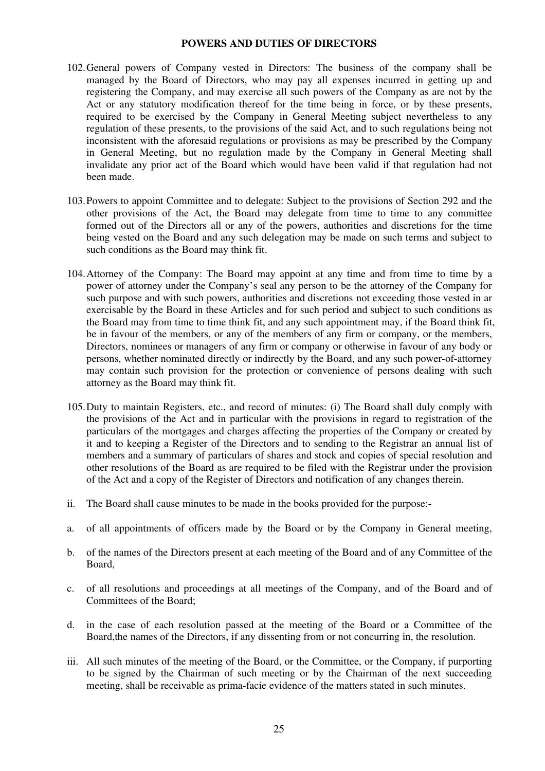## POWERS AND DUTIES OF DIRECTORS

102. General powers of Company vested in Directors: The business of the company shall be managed by the Board of Directors, who may pay all expenses incurred in getting up and registering the Company, and may exercise all such powers of the Company as are not by the Act or any statutory modification thereof for the time being in force, or by these presents, required to be exercised by the Company in General Meeting subject nevertheless to any regulation of these presents, to the provisions of the said Act, and to such regulations being not inconsistent with the aforesaid regulations or provisions as may be prescribed by the Company in General Meeting, but no regulation made by the Company in General Meeting shall invalidate any prior act of the Board which would have been valid if that regulation had not been made.

103. Powers to appoint Committee and to delegate: Subject to the provisions of Section 292 and the other provisions of the Act, the Board may delegate from time to time to any committee formed out of the Directors all or any of the powers, authorities and discretions for the time being vested on the Board and any such delegation may be made on such terms and subject to such conditions as the Board may think fit.

104. Attorney of the Company: The Board may appoint at any time and from time to time by a power of attorney under the Company's seal any person to be the attorney of the Company for such purpose and with such powers, authorities and discretions not exceeding those vested in ar exercisable by the Board in these Articles and for such period and subject to such conditions as the Board may from time to time think fit, and any such appointment may, if the Board think fit, be in favour of the members, or any of the members of any firm or company, or the members, Directors, nominees or managers of any firm or company or otherwise in favour of any body or persons, whether nominated directly or indirectly by the Board, and any such power-of-attorney may contain such provision for the protection or convenience of persons dealing with such attorney as the Board may think fit.

105. Duty to maintain Registers, etc., and record of minutes: (i) The Board shall duly comply with the provisions of the Act and in particular with the provisions in regard to registration of the particulars of the mortgages and charges affecting the properties of the Company or created by it and to keeping a Register of the Directors and to sending to the Registrar an annual list of members and a summary of particulars of shares and stock and copies of special resolution and other resolutions of the Board as are required to be filed with the Registrar under the provision of the Act and a copy of the Register of Directors and notification of any changes therein.

ii. The Board shall cause minutes to be made in the books provided for the purpose:-

a. of all appointments of officers made by the Board or by the Company in General meeting,

b. of the names of the Directors present at each meeting of the Board and of any Committee of the Board,

c. of all resolutions and proceedings at all meetings of the Company, and of the Board and of Committees of the Board;

d. in the case of each resolution passed at the meeting of the Board or a Committee of the Board,the names of the Directors, if any dissenting from or not concurring in, the resolution.

iii. All such minutes of the meeting of the Board, or the Committee, or the Company, if purporting to be signed by the Chairman of such meeting or by the Chairman of the next succeeding meeting, shall be receivable as prima-facie evidence of the matters stated in such minutes.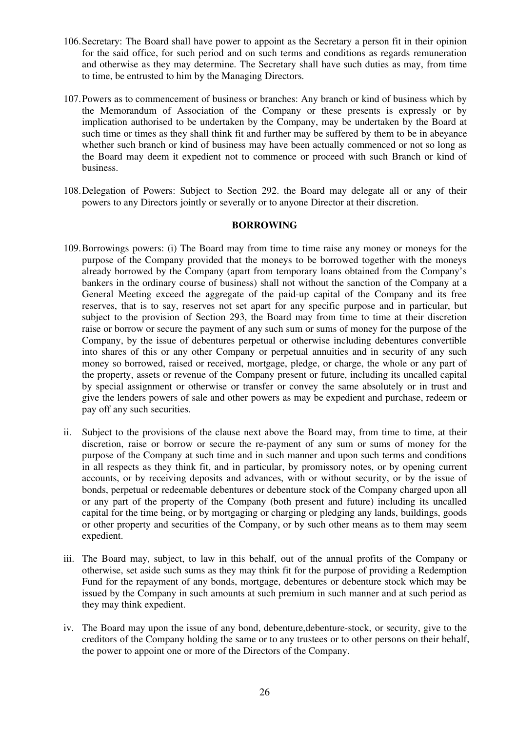106. Secretary: The Board shall have power to appoint as the Secretary a person fit in their opinion for the said office, for such period and on such terms and conditions as regards remuneration and otherwise as they may determine. The Secretary shall have such duties as may, from time to time, be entrusted to him by the Managing Directors.

107. Powers as to commencement of business or branches: Any branch or kind of business which by the Memorandum of Association of the Company or these presents is expressly or by implication authorised to be undertaken by the Company, may be undertaken by the Board at such time or times as they shall think fit and further may be suffered by them to be in abeyance whether such branch or kind of business may have been actually commenced or not so long as the Board may deem it expedient not to commence or proceed with such Branch or kind of business.

108. Delegation of Powers: Subject to Section 292. the Board may delegate all or any of their powers to any Directors jointly or severally or to anyone Director at their discretion.

## BORROWING

109. Borrowings powers: (i) The Board may from time to time raise any money or moneys for the purpose of the Company provided that the moneys to be borrowed together with the moneys already borrowed by the Company (apart from temporary loans obtained from the Company's bankers in the ordinary course of business) shall not without the sanction of the Company at a General Meeting exceed the aggregate of the paid-up capital of the Company and its free reserves, that is to say, reserves not set apart for any specific purpose and in particular, but subject to the provision of Section 293, the Board may from time to time at their discretion raise or borrow or secure the payment of any such sum or sums of money for the purpose of the Company, by the issue of debentures perpetual or otherwise including debentures convertible into shares of this or any other Company or perpetual annuities and in security of any such money so borrowed, raised or received, mortgage, pledge, or charge, the whole or any part of the property, assets or revenue of the Company present or future, including its uncalled capital by special assignment or otherwise or transfer or convey the same absolutely or in trust and give the lenders powers of sale and other powers as may be expedient and purchase, redeem or pay off any such securities.

ii. Subject to the provisions of the clause next above the Board may, from time to time, at their discretion, raise or borrow or secure the re-payment of any sum or sums of money for the purpose of the Company at such time and in such manner and upon such terms and conditions in all respects as they think fit, and in particular, by promissory notes, or by opening current accounts, or by receiving deposits and advances, with or without security, or by the issue of bonds, perpetual or redeemable debentures or debenture stock of the Company charged upon all or any part of the property of the Company (both present and future) including its uncalled capital for the time being, or by mortgaging or charging or pledging any lands, buildings, goods or other property and securities of the Company, or by such other means as to them may seem expedient.

iii. The Board may, subject, to law in this behalf, out of the annual profits of the Company or otherwise, set aside such sums as they may think fit for the purpose of providing a Redemption Fund for the repayment of any bonds, mortgage, debentures or debenture stock which may be issued by the Company in such amounts at such premium in such manner and at such period as they may think expedient.

iv. The Board may upon the issue of any bond, debenture,debenture-stock, or security, give to the creditors of the Company holding the same or to any trustees or to other persons on their behalf, the power to appoint one or more of the Directors of the Company.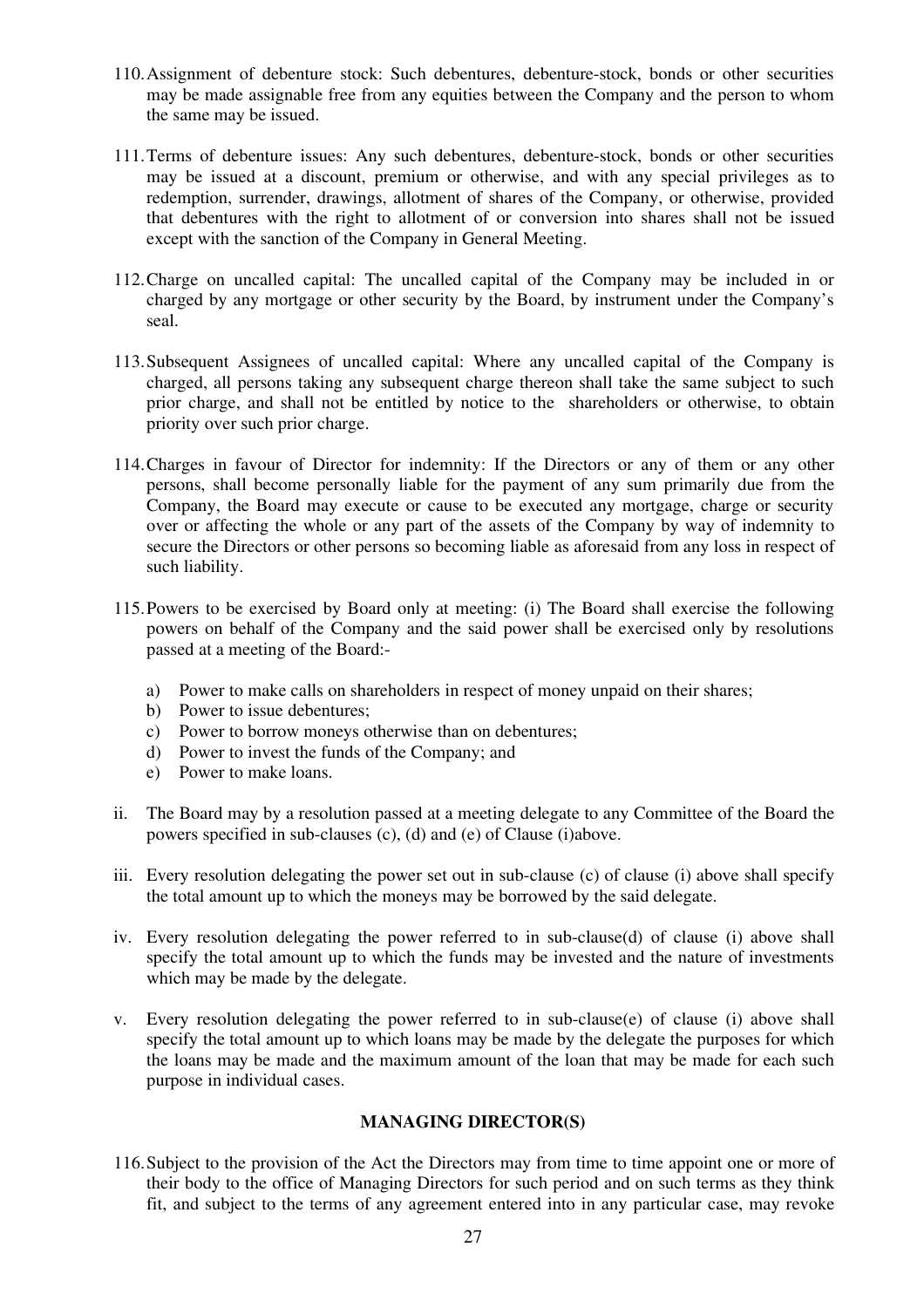110. Assignment of debenture stock: Such debentures, debenture-stock, bonds or other securities may be made assignable free from any equities between the Company and the person to whom the same may be issued.

111. Terms of debenture issues: Any such debentures, debenture-stock, bonds or other securities may be issued at a discount, premium or otherwise, and with any special privileges as to redemption, surrender, drawings, allotment of shares of the Company, or otherwise, provided that debentures with the right to allotment of or conversion into shares shall not be issued except with the sanction of the Company in General Meeting.

112. Charge on uncalled capital: The uncalled capital of the Company may be included in or charged by any mortgage or other security by the Board, by instrument under the Company's seal.

113. Subsequent Assignees of uncalled capital: Where any uncalled capital of the Company is charged, all persons taking any subsequent charge thereon shall take the same subject to such prior charge, and shall not be entitled by notice to the shareholders or otherwise, to obtain priority over such prior charge.

114. Charges in favour of Director for indemnity: If the Directors or any of them or any other persons, shall become personally liable for the payment of any sum primarily due from the Company, the Board may execute or cause to be executed any mortgage, charge or security over or affecting the whole or any part of the assets of the Company by way of indemnity to secure the Directors or other persons so becoming liable as aforesaid from any loss in respect of such liability.

115. Powers to be exercised by Board only at meeting: (i) The Board shall exercise the following powers on behalf of the Company and the said power shall be exercised only by resolutions passed at a meeting of the Board:-

   a) Power to make calls on shareholders in respect of money unpaid on their shares;
   b) Power to issue debentures;
   c) Power to borrow moneys otherwise than on debentures;
   d) Power to invest the funds of the Company; and
   e) Power to make loans.

ii. The Board may by a resolution passed at a meeting delegate to any Committee of the Board the powers specified in sub-clauses (c), (d) and (e) of Clause (i)above.

iii. Every resolution delegating the power set out in sub-clause (c) of clause (i) above shall specify the total amount up to which the moneys may be borrowed by the said delegate.

iv. Every resolution delegating the power referred to in sub-clause(d) of clause (i) above shall specify the total amount up to which the funds may be invested and the nature of investments which may be made by the delegate.

v. Every resolution delegating the power referred to in sub-clause(e) of clause (i) above shall specify the total amount up to which loans may be made by the delegate the purposes for which the loans may be made and the maximum amount of the loan that may be made for each such purpose in individual cases.

**MANAGING DIRECTOR(S)**

116. Subject to the provision of the Act the Directors may from time to time appoint one or more of their body to the office of Managing Directors for such period and on such terms as they think fit, and subject to the terms of any agreement entered into in any particular case, may revoke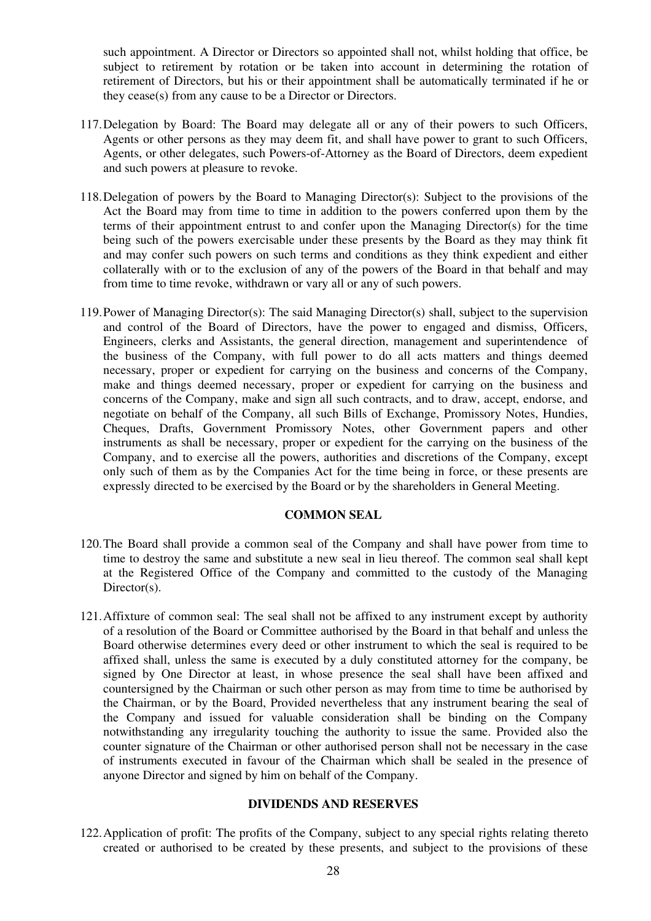such appointment. A Director or Directors so appointed shall not, whilst holding that office, be subject to retirement by rotation or be taken into account in determining the rotation of retirement of Directors, but his or their appointment shall be automatically terminated if he or they cease(s) from any cause to be a Director or Directors.

117. Delegation by Board: The Board may delegate all or any of their powers to such Officers, Agents or other persons as they may deem fit, and shall have power to grant to such Officers, Agents, or other delegates, such Powers-of-Attorney as the Board of Directors, deem expedient and such powers at pleasure to revoke.

118. Delegation of powers by the Board to Managing Director(s): Subject to the provisions of the Act the Board may from time to time in addition to the powers conferred upon them by the terms of their appointment entrust to and confer upon the Managing Director(s) for the time being such of the powers exercisable under these presents by the Board as they may think fit and may confer such powers on such terms and conditions as they think expedient and either collaterally with or to the exclusion of any of the powers of the Board in that behalf and may from time to time revoke, withdrawn or vary all or any of such powers.

119. Power of Managing Director(s): The said Managing Director(s) shall, subject to the supervision and control of the Board of Directors, have the power to engaged and dismiss, Officers, Engineers, clerks and Assistants, the general direction, management and superintendence of the business of the Company, with full power to do all acts matters and things deemed necessary, proper or expedient for carrying on the business and concerns of the Company, make and things deemed necessary, proper or expedient for carrying on the business and concerns of the Company, make and sign all such contracts, and to draw, accept, endorse, and negotiate on behalf of the Company, all such Bills of Exchange, Promissory Notes, Hundies, Cheques, Drafts, Government Promissory Notes, other Government papers and other instruments as shall be necessary, proper or expedient for the carrying on the business of the Company, and to exercise all the powers, authorities and discretions of the Company, except only such of them as by the Companies Act for the time being in force, or these presents are expressly directed to be exercised by the Board or by the shareholders in General Meeting.

## COMMON SEAL

120. The Board shall provide a common seal of the Company and shall have power from time to time to destroy the same and substitute a new seal in lieu thereof. The common seal shall kept at the Registered Office of the Company and committed to the custody of the Managing Director(s).

121. Affixture of common seal: The seal shall not be affixed to any instrument except by authority of a resolution of the Board or Committee authorised by the Board in that behalf and unless the Board otherwise determines every deed or other instrument to which the seal is required to be affixed shall, unless the same is executed by a duly constituted attorney for the company, be signed by One Director at least, in whose presence the seal shall have been affixed and countersigned by the Chairman or such other person as may from time to time be authorised by the Chairman, or by the Board, Provided nevertheless that any instrument bearing the seal of the Company and issued for valuable consideration shall be binding on the Company notwithstanding any irregularity touching the authority to issue the same. Provided also the counter signature of the Chairman or other authorised person shall not be necessary in the case of instruments executed in favour of the Chairman which shall be sealed in the presence of anyone Director and signed by him on behalf of the Company.

## DIVIDENDS AND RESERVES

122. Application of profit: The profits of the Company, subject to any special rights relating thereto created or authorised to be created by these presents, and subject to the provisions of these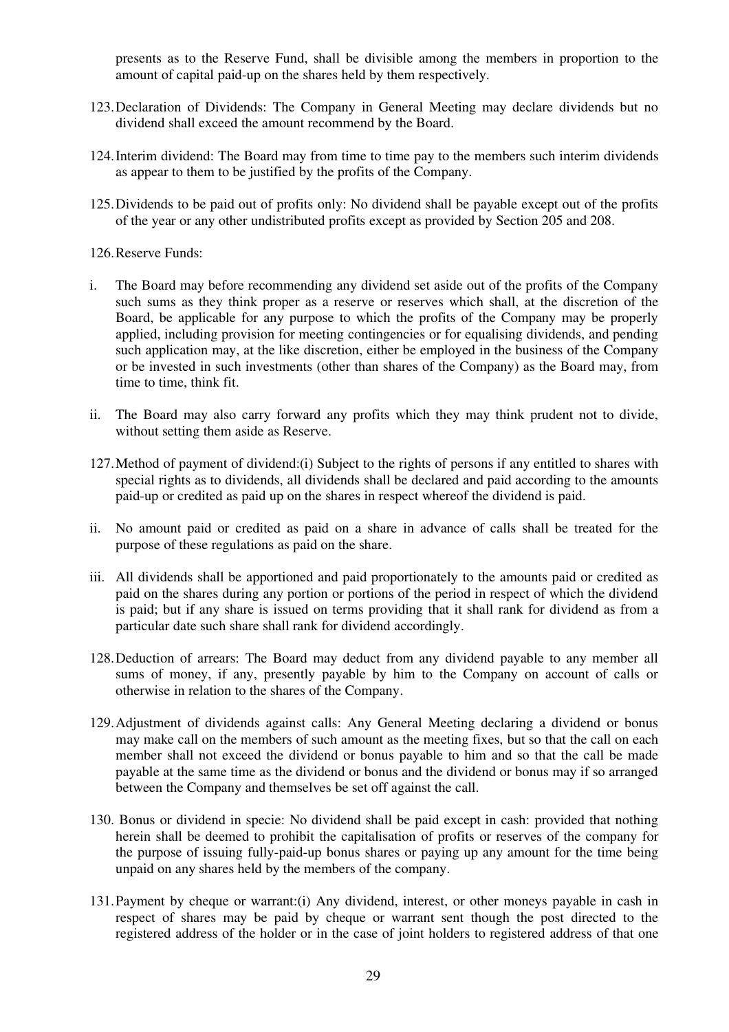presents as to the Reserve Fund, shall be divisible among the members in proportion to the amount of capital paid-up on the shares held by them respectively.

123. Declaration of Dividends: The Company in General Meeting may declare dividends but no dividend shall exceed the amount recommend by the Board.

124. Interim dividend: The Board may from time to time pay to the members such interim dividends as appear to them to be justified by the profits of the Company.

125. Dividends to be paid out of profits only: No dividend shall be payable except out of the profits of the year or any other undistributed profits except as provided by Section 205 and 208.

126. Reserve Funds:

i. The Board may before recommending any dividend set aside out of the profits of the Company such sums as they think proper as a reserve or reserves which shall, at the discretion of the Board, be applicable for any purpose to which the profits of the Company may be properly applied, including provision for meeting contingencies or for equalising dividends, and pending such application may, at the like discretion, either be employed in the business of the Company or be invested in such investments (other than shares of the Company) as the Board may, from time to time, think fit.

ii. The Board may also carry forward any profits which they may think prudent not to divide, without setting them aside as Reserve.

127. Method of payment of dividend:(i) Subject to the rights of persons if any entitled to shares with special rights as to dividends, all dividends shall be declared and paid according to the amounts paid-up or credited as paid up on the shares in respect whereof the dividend is paid.

ii. No amount paid or credited as paid on a share in advance of calls shall be treated for the purpose of these regulations as paid on the share.

iii. All dividends shall be apportioned and paid proportionately to the amounts paid or credited as paid on the shares during any portion or portions of the period in respect of which the dividend is paid; but if any share is issued on terms providing that it shall rank for dividend as from a particular date such share shall rank for dividend accordingly.

128. Deduction of arrears: The Board may deduct from any dividend payable to any member all sums of money, if any, presently payable by him to the Company on account of calls or otherwise in relation to the shares of the Company.

129. Adjustment of dividends against calls: Any General Meeting declaring a dividend or bonus may make call on the members of such amount as the meeting fixes, but so that the call on each member shall not exceed the dividend or bonus payable to him and so that the call be made payable at the same time as the dividend or bonus and the dividend or bonus may if so arranged between the Company and themselves be set off against the call.

130. Bonus or dividend in specie: No dividend shall be paid except in cash: provided that nothing herein shall be deemed to prohibit the capitalisation of profits or reserves of the company for the purpose of issuing fully-paid-up bonus shares or paying up any amount for the time being unpaid on any shares held by the members of the company.

131. Payment by cheque or warrant:(i) Any dividend, interest, or other moneys payable in cash in respect of shares may be paid by cheque or warrant sent though the post directed to the registered address of the holder or in the case of joint holders to registered address of that one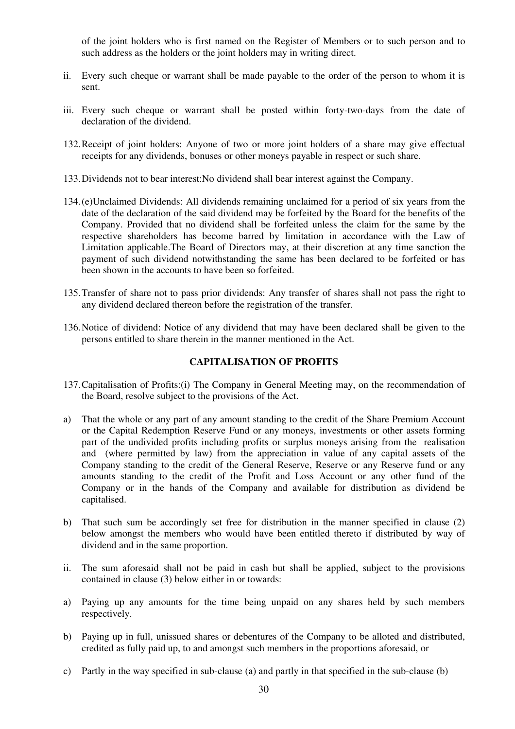of the joint holders who is first named on the Register of Members or to such person and to such address as the holders or the joint holders may in writing direct.

ii. Every such cheque or warrant shall be made payable to the order of the person to whom it is sent.

iii. Every such cheque or warrant shall be posted within forty-two-days from the date of declaration of the dividend.

132. Receipt of joint holders: Anyone of two or more joint holders of a share may give effectual receipts for any dividends, bonuses or other moneys payable in respect or such share.

133. Dividends not to bear interest:No dividend shall bear interest against the Company.

134. (e)Unclaimed Dividends: All dividends remaining unclaimed for a period of six years from the date of the declaration of the said dividend may be forfeited by the Board for the benefits of the Company. Provided that no dividend shall be forfeited unless the claim for the same by the respective shareholders has become barred by limitation in accordance with the Law of Limitation applicable.The Board of Directors may, at their discretion at any time sanction the payment of such dividend notwithstanding the same has been declared to be forfeited or has been shown in the accounts to have been so forfeited.

135. Transfer of share not to pass prior dividends: Any transfer of shares shall not pass the right to any dividend declared thereon before the registration of the transfer.

136. Notice of dividend: Notice of any dividend that may have been declared shall be given to the persons entitled to share therein in the manner mentioned in the Act.

## CAPITALISATION OF PROFITS

137. Capitalisation of Profits:(i) The Company in General Meeting may, on the recommendation of the Board, resolve subject to the provisions of the Act.

a) That the whole or any part of any amount standing to the credit of the Share Premium Account or the Capital Redemption Reserve Fund or any moneys, investments or other assets forming part of the undivided profits including profits or surplus moneys arising from the realisation and (where permitted by law) from the appreciation in value of any capital assets of the Company standing to the credit of the General Reserve, Reserve or any Reserve fund or any amounts standing to the credit of the Profit and Loss Account or any other fund of the Company or in the hands of the Company and available for distribution as dividend be capitalised.

b) That such sum be accordingly set free for distribution in the manner specified in clause (2) below amongst the members who would have been entitled thereto if distributed by way of dividend and in the same proportion.

ii. The sum aforesaid shall not be paid in cash but shall be applied, subject to the provisions contained in clause (3) below either in or towards:

a) Paying up any amounts for the time being unpaid on any shares held by such members respectively.

b) Paying up in full, unissued shares or debentures of the Company to be alloted and distributed, credited as fully paid up, to and amongst such members in the proportions aforesaid, or

c) Partly in the way specified in sub-clause (a) and partly in that specified in the sub-clause (b)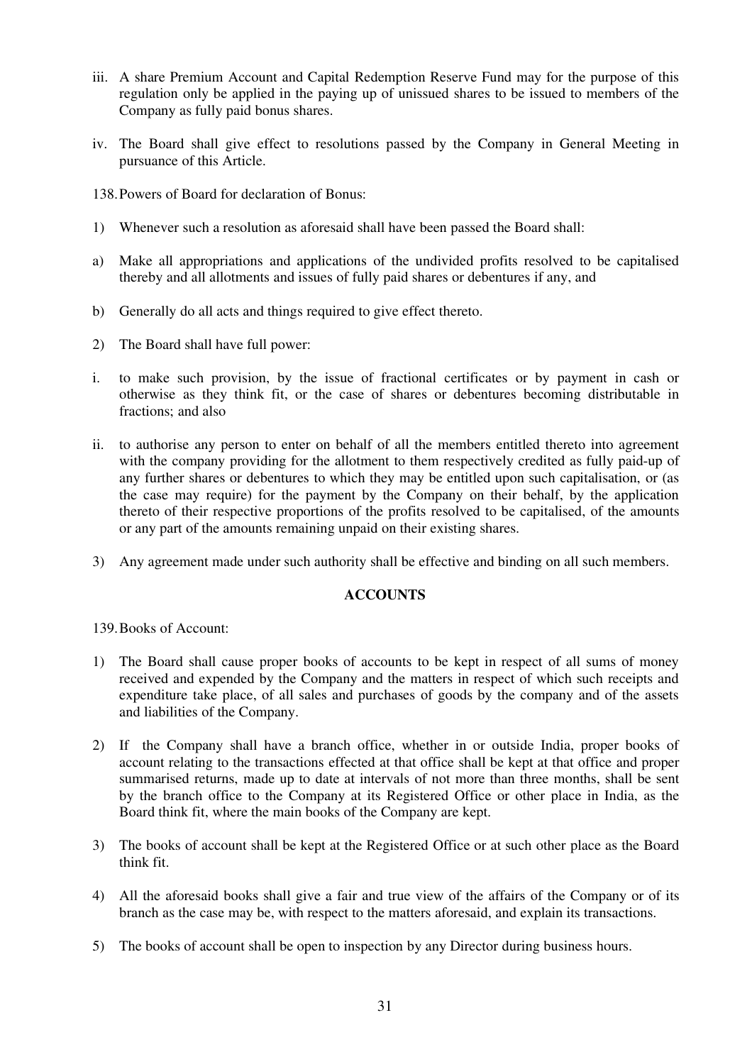iii. A share Premium Account and Capital Redemption Reserve Fund may for the purpose of this regulation only be applied in the paying up of unissued shares to be issued to members of the Company as fully paid bonus shares.

iv. The Board shall give effect to resolutions passed by the Company in General Meeting in pursuance of this Article.

138. Powers of Board for declaration of Bonus:

1) Whenever such a resolution as aforesaid shall have been passed the Board shall:

a) Make all appropriations and applications of the undivided profits resolved to be capitalised thereby and all allotments and issues of fully paid shares or debentures if any, and

b) Generally do all acts and things required to give effect thereto.

2) The Board shall have full power:

i. to make such provision, by the issue of fractional certificates or by payment in cash or otherwise as they think fit, or the case of shares or debentures becoming distributable in fractions; and also

ii. to authorise any person to enter on behalf of all the members entitled thereto into agreement with the company providing for the allotment to them respectively credited as fully paid-up of any further shares or debentures to which they may be entitled upon such capitalisation, or (as the case may require) for the payment by the Company on their behalf, by the application thereto of their respective proportions of the profits resolved to be capitalised, of the amounts or any part of the amounts remaining unpaid on their existing shares.

3) Any agreement made under such authority shall be effective and binding on all such members.

## ACCOUNTS

139. Books of Account:

1) The Board shall cause proper books of accounts to be kept in respect of all sums of money received and expended by the Company and the matters in respect of which such receipts and expenditure take place, of all sales and purchases of goods by the company and of the assets and liabilities of the Company.

2) If the Company shall have a branch office, whether in or outside India, proper books of account relating to the transactions effected at that office shall be kept at that office and proper summarised returns, made up to date at intervals of not more than three months, shall be sent by the branch office to the Company at its Registered Office or other place in India, as the Board think fit, where the main books of the Company are kept.

3) The books of account shall be kept at the Registered Office or at such other place as the Board think fit.

4) All the aforesaid books shall give a fair and true view of the affairs of the Company or of its branch as the case may be, with respect to the matters aforesaid, and explain its transactions.

5) The books of account shall be open to inspection by any Director during business hours.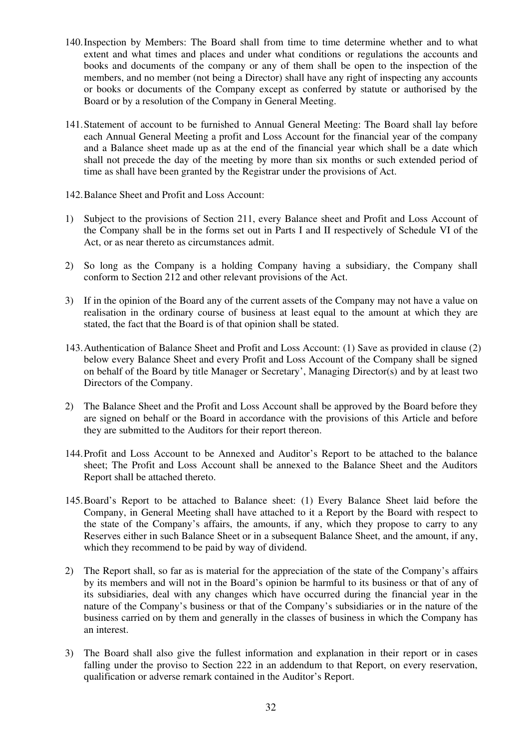140. Inspection by Members: The Board shall from time to time determine whether and to what extent and what times and places and under what conditions or regulations the accounts and books and documents of the company or any of them shall be open to the inspection of the members, and no member (not being a Director) shall have any right of inspecting any accounts or books or documents of the Company except as conferred by statute or authorised by the Board or by a resolution of the Company in General Meeting.

141. Statement of account to be furnished to Annual General Meeting: The Board shall lay before each Annual General Meeting a profit and Loss Account for the financial year of the company and a Balance sheet made up as at the end of the financial year which shall be a date which shall not precede the day of the meeting by more than six months or such extended period of time as shall have been granted by the Registrar under the provisions of Act.

142. Balance Sheet and Profit and Loss Account:

1) Subject to the provisions of Section 211, every Balance sheet and Profit and Loss Account of the Company shall be in the forms set out in Parts I and II respectively of Schedule VI of the Act, or as near thereto as circumstances admit.

2) So long as the Company is a holding Company having a subsidiary, the Company shall conform to Section 212 and other relevant provisions of the Act.

3) If in the opinion of the Board any of the current assets of the Company may not have a value on realisation in the ordinary course of business at least equal to the amount at which they are stated, the fact that the Board is of that opinion shall be stated.

143. Authentication of Balance Sheet and Profit and Loss Account: (1) Save as provided in clause (2) below every Balance Sheet and every Profit and Loss Account of the Company shall be signed on behalf of the Board by title Manager or Secretary', Managing Director(s) and by at least two Directors of the Company.

2) The Balance Sheet and the Profit and Loss Account shall be approved by the Board before they are signed on behalf or the Board in accordance with the provisions of this Article and before they are submitted to the Auditors for their report thereon.

144. Profit and Loss Account to be Annexed and Auditor's Report to be attached to the balance sheet; The Profit and Loss Account shall be annexed to the Balance Sheet and the Auditors Report shall be attached thereto.

145. Board's Report to be attached to Balance sheet: (1) Every Balance Sheet laid before the Company, in General Meeting shall have attached to it a Report by the Board with respect to the state of the Company's affairs, the amounts, if any, which they propose to carry to any Reserves either in such Balance Sheet or in a subsequent Balance Sheet, and the amount, if any, which they recommend to be paid by way of dividend.

2) The Report shall, so far as is material for the appreciation of the state of the Company's affairs by its members and will not in the Board's opinion be harmful to its business or that of any of its subsidiaries, deal with any changes which have occurred during the financial year in the nature of the Company's business or that of the Company's subsidiaries or in the nature of the business carried on by them and generally in the classes of business in which the Company has an interest.

3) The Board shall also give the fullest information and explanation in their report or in cases falling under the proviso to Section 222 in an addendum to that Report, on every reservation, qualification or adverse remark contained in the Auditor's Report.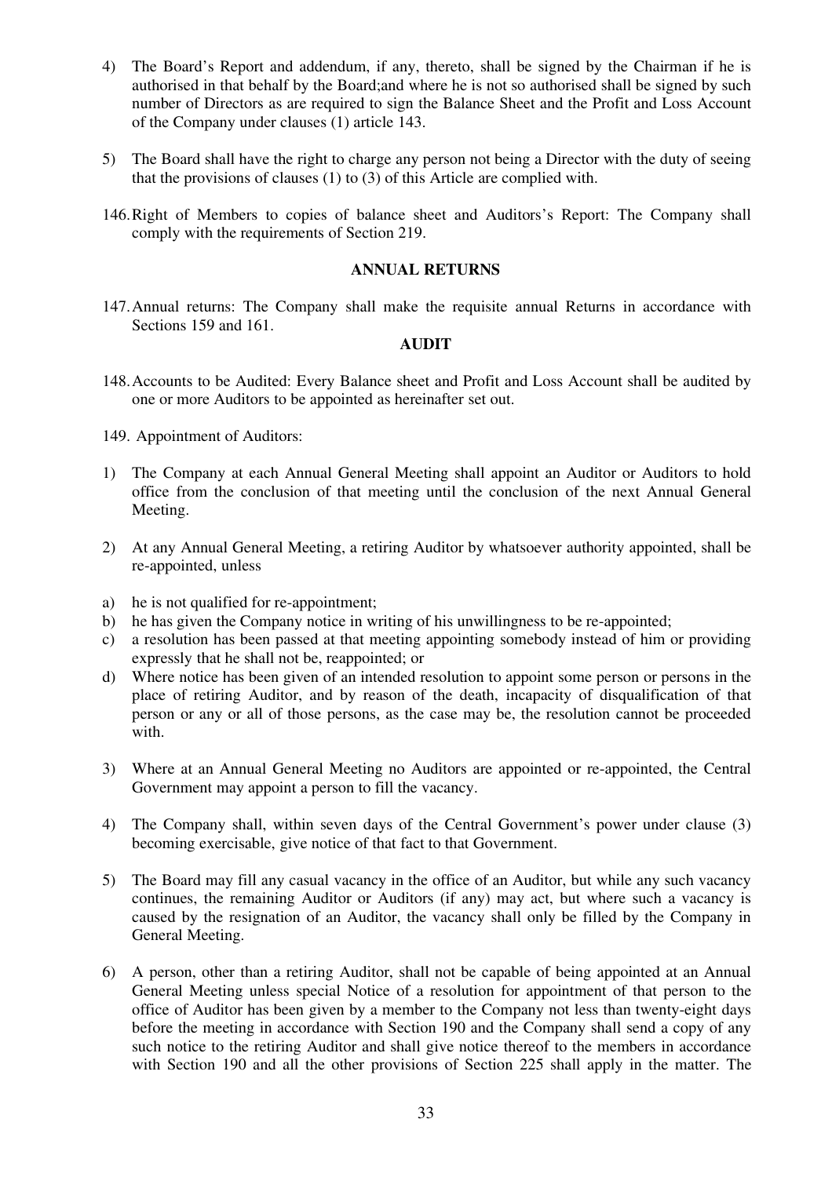4) The Board's Report and addendum, if any, thereto, shall be signed by the Chairman if he is authorised in that behalf by the Board;and where he is not so authorised shall be signed by such number of Directors as are required to sign the Balance Sheet and the Profit and Loss Account of the Company under clauses (1) article 143.

5) The Board shall have the right to charge any person not being a Director with the duty of seeing that the provisions of clauses (1) to (3) of this Article are complied with.

146. Right of Members to copies of balance sheet and Auditors's Report: The Company shall comply with the requirements of Section 219.

**ANNUAL RETURNS**

147. Annual returns: The Company shall make the requisite annual Returns in accordance with Sections 159 and 161.

**AUDIT**

148. Accounts to be Audited: Every Balance sheet and Profit and Loss Account shall be audited by one or more Auditors to be appointed as hereinafter set out.

149. Appointment of Auditors:

1) The Company at each Annual General Meeting shall appoint an Auditor or Auditors to hold office from the conclusion of that meeting until the conclusion of the next Annual General Meeting.

2) At any Annual General Meeting, a retiring Auditor by whatsoever authority appointed, shall be re-appointed, unless

a) he is not qualified for re-appointment;
b) he has given the Company notice in writing of his unwillingness to be re-appointed;
c) a resolution has been passed at that meeting appointing somebody instead of him or providing expressly that he shall not be, reappointed; or
d) Where notice has been given of an intended resolution to appoint some person or persons in the place of retiring Auditor, and by reason of the death, incapacity of disqualification of that person or any or all of those persons, as the case may be, the resolution cannot be proceeded with.

3) Where at an Annual General Meeting no Auditors are appointed or re-appointed, the Central Government may appoint a person to fill the vacancy.

4) The Company shall, within seven days of the Central Government's power under clause (3) becoming exercisable, give notice of that fact to that Government.

5) The Board may fill any casual vacancy in the office of an Auditor, but while any such vacancy continues, the remaining Auditor or Auditors (if any) may act, but where such a vacancy is caused by the resignation of an Auditor, the vacancy shall only be filled by the Company in General Meeting.

6) A person, other than a retiring Auditor, shall not be capable of being appointed at an Annual General Meeting unless special Notice of a resolution for appointment of that person to the office of Auditor has been given by a member to the Company not less than twenty-eight days before the meeting in accordance with Section 190 and the Company shall send a copy of any such notice to the retiring Auditor and shall give notice thereof to the members in accordance with Section 190 and all the other provisions of Section 225 shall apply in the matter. The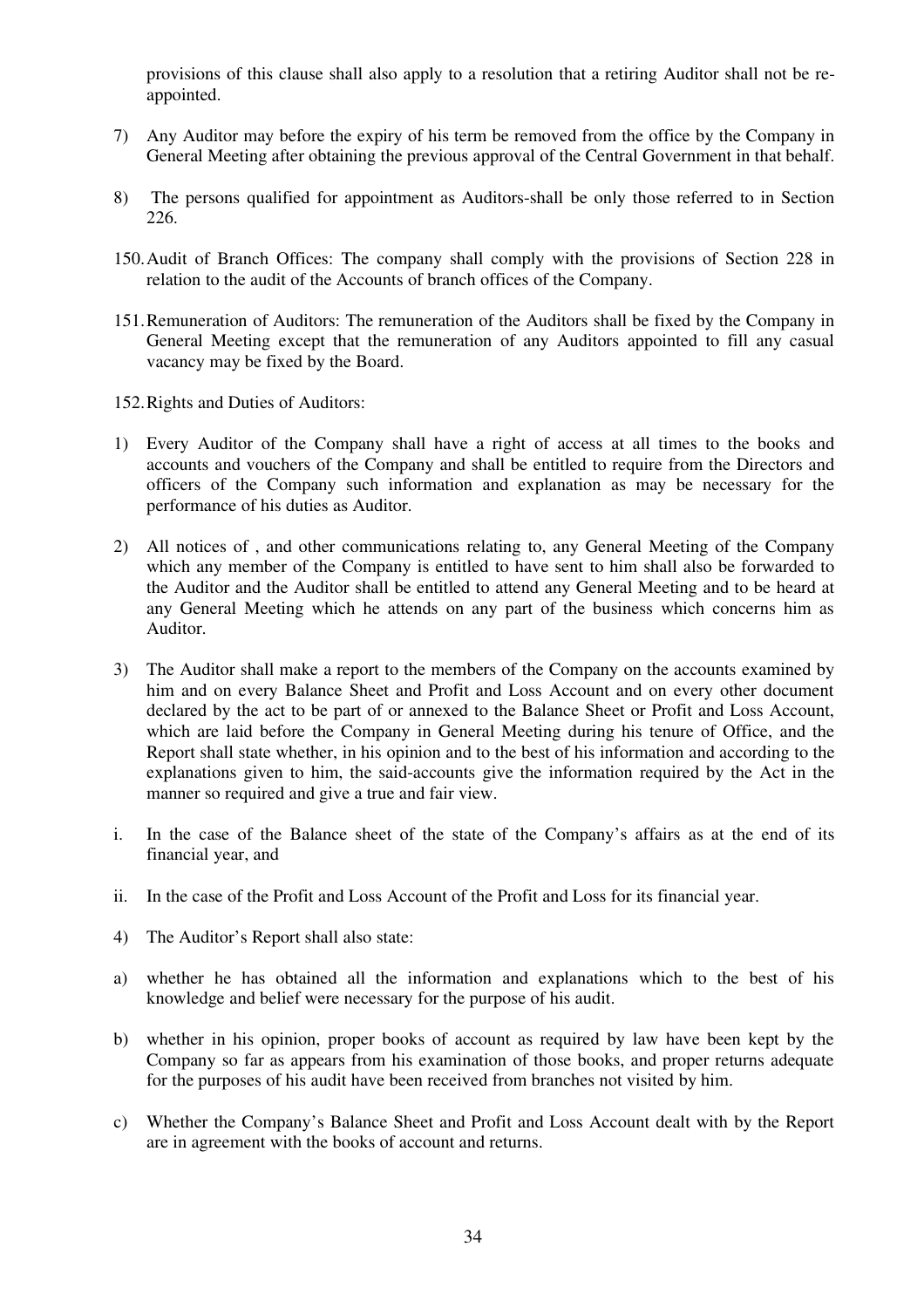provisions of this clause shall also apply to a resolution that a retiring Auditor shall not be re-appointed.

7) Any Auditor may before the expiry of his term be removed from the office by the Company in General Meeting after obtaining the previous approval of the Central Government in that behalf.

8) The persons qualified for appointment as Auditors-shall be only those referred to in Section 226.

150. Audit of Branch Offices: The company shall comply with the provisions of Section 228 in relation to the audit of the Accounts of branch offices of the Company.

151. Remuneration of Auditors: The remuneration of the Auditors shall be fixed by the Company in General Meeting except that the remuneration of any Auditors appointed to fill any casual vacancy may be fixed by the Board.

152. Rights and Duties of Auditors:

1) Every Auditor of the Company shall have a right of access at all times to the books and accounts and vouchers of the Company and shall be entitled to require from the Directors and officers of the Company such information and explanation as may be necessary for the performance of his duties as Auditor.

2) All notices of , and other communications relating to, any General Meeting of the Company which any member of the Company is entitled to have sent to him shall also be forwarded to the Auditor and the Auditor shall be entitled to attend any General Meeting and to be heard at any General Meeting which he attends on any part of the business which concerns him as Auditor.

3) The Auditor shall make a report to the members of the Company on the accounts examined by him and on every Balance Sheet and Profit and Loss Account and on every other document declared by the act to be part of or annexed to the Balance Sheet or Profit and Loss Account, which are laid before the Company in General Meeting during his tenure of Office, and the Report shall state whether, in his opinion and to the best of his information and according to the explanations given to him, the said-accounts give the information required by the Act in the manner so required and give a true and fair view.

i. In the case of the Balance sheet of the state of the Company's affairs as at the end of its financial year, and

ii. In the case of the Profit and Loss Account of the Profit and Loss for its financial year.

4) The Auditor's Report shall also state:

a) whether he has obtained all the information and explanations which to the best of his knowledge and belief were necessary for the purpose of his audit.

b) whether in his opinion, proper books of account as required by law have been kept by the Company so far as appears from his examination of those books, and proper returns adequate for the purposes of his audit have been received from branches not visited by him.

c) Whether the Company's Balance Sheet and Profit and Loss Account dealt with by the Report are in agreement with the books of account and returns.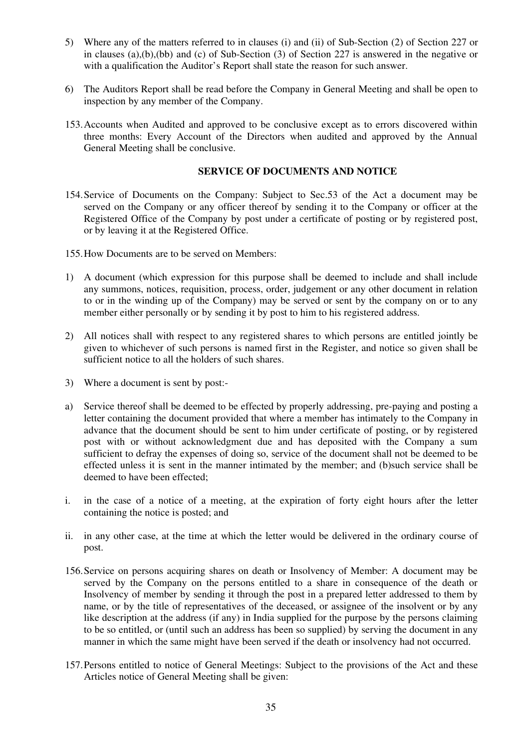5) Where any of the matters referred to in clauses (i) and (ii) of Sub-Section (2) of Section 227 or in clauses (a),(b),(bb) and (c) of Sub-Section (3) of Section 227 is answered in the negative or with a qualification the Auditor's Report shall state the reason for such answer.

6) The Auditors Report shall be read before the Company in General Meeting and shall be open to inspection by any member of the Company.

153. Accounts when Audited and approved to be conclusive except as to errors discovered within three months: Every Account of the Directors when audited and approved by the Annual General Meeting shall be conclusive.

**SERVICE OF DOCUMENTS AND NOTICE**

154. Service of Documents on the Company: Subject to Sec.53 of the Act a document may be served on the Company or any officer thereof by sending it to the Company or officer at the Registered Office of the Company by post under a certificate of posting or by registered post, or by leaving it at the Registered Office.

155. How Documents are to be served on Members:

1) A document (which expression for this purpose shall be deemed to include and shall include any summons, notices, requisition, process, order, judgement or any other document in relation to or in the winding up of the Company) may be served or sent by the company on or to any member either personally or by sending it by post to him to his registered address.

2) All notices shall with respect to any registered shares to which persons are entitled jointly be given to whichever of such persons is named first in the Register, and notice so given shall be sufficient notice to all the holders of such shares.

3) Where a document is sent by post:-

a) Service thereof shall be deemed to be effected by properly addressing, pre-paying and posting a letter containing the document provided that where a member has intimately to the Company in advance that the document should be sent to him under certificate of posting, or by registered post with or without acknowledgment due and has deposited with the Company a sum sufficient to defray the expenses of doing so, service of the document shall not be deemed to be effected unless it is sent in the manner intimated by the member; and (b)such service shall be deemed to have been effected;

i. in the case of a notice of a meeting, at the expiration of forty eight hours after the letter containing the notice is posted; and

ii. in any other case, at the time at which the letter would be delivered in the ordinary course of post.

156. Service on persons acquiring shares on death or Insolvency of Member: A document may be served by the Company on the persons entitled to a share in consequence of the death or Insolvency of member by sending it through the post in a prepared letter addressed to them by name, or by the title of representatives of the deceased, or assignee of the insolvent or by any like description at the address (if any) in India supplied for the purpose by the persons claiming to be so entitled, or (until such an address has been so supplied) by serving the document in any manner in which the same might have been served if the death or insolvency had not occurred.

157. Persons entitled to notice of General Meetings: Subject to the provisions of the Act and these Articles notice of General Meeting shall be given: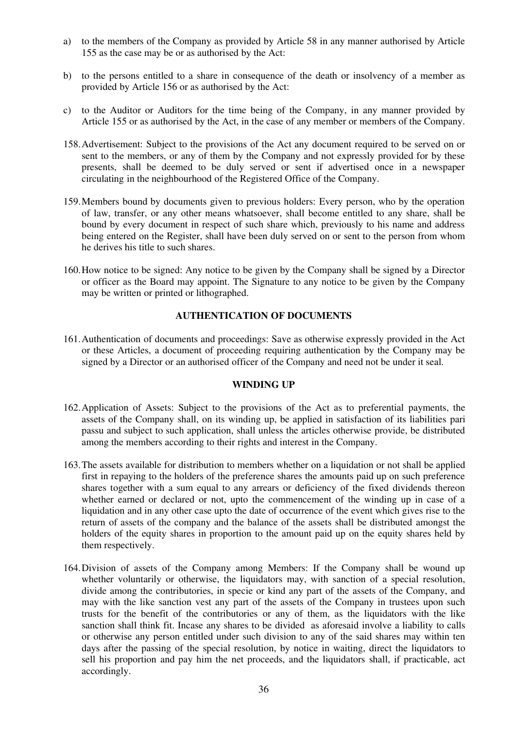a) to the members of the Company as provided by Article 58 in any manner authorised by Article 155 as the case may be or as authorised by the Act:

b) to the persons entitled to a share in consequence of the death or insolvency of a member as provided by Article 156 or as authorised by the Act:

c) to the Auditor or Auditors for the time being of the Company, in any manner provided by Article 155 or as authorised by the Act, in the case of any member or members of the Company.

158. Advertisement: Subject to the provisions of the Act any document required to be served on or sent to the members, or any of them by the Company and not expressly provided for by these presents, shall be deemed to be duly served or sent if advertised once in a newspaper circulating in the neighbourhood of the Registered Office of the Company.

159. Members bound by documents given to previous holders: Every person, who by the operation of law, transfer, or any other means whatsoever, shall become entitled to any share, shall be bound by every document in respect of such share which, previously to his name and address being entered on the Register, shall have been duly served on or sent to the person from whom he derives his title to such shares.

160. How notice to be signed: Any notice to be given by the Company shall be signed by a Director or officer as the Board may appoint. The Signature to any notice to be given by the Company may be written or printed or lithographed.

## AUTHENTICATION OF DOCUMENTS

161. Authentication of documents and proceedings: Save as otherwise expressly provided in the Act or these Articles, a document of proceeding requiring authentication by the Company may be signed by a Director or an authorised officer of the Company and need not be under it seal.

## WINDING UP

162. Application of Assets: Subject to the provisions of the Act as to preferential payments, the assets of the Company shall, on its winding up, be applied in satisfaction of its liabilities pari passu and subject to such application, shall unless the articles otherwise provide, be distributed among the members according to their rights and interest in the Company.

163. The assets available for distribution to members whether on a liquidation or not shall be applied first in repaying to the holders of the preference shares the amounts paid up on such preference shares together with a sum equal to any arrears or deficiency of the fixed dividends thereon whether earned or declared or not, upto the commencement of the winding up in case of a liquidation and in any other case upto the date of occurrence of the event which gives rise to the return of assets of the company and the balance of the assets shall be distributed amongst the holders of the equity shares in proportion to the amount paid up on the equity shares held by them respectively.

164. Division of assets of the Company among Members: If the Company shall be wound up whether voluntarily or otherwise, the liquidators may, with sanction of a special resolution, divide among the contributories, in specie or kind any part of the assets of the Company, and may with the like sanction vest any part of the assets of the Company in trustees upon such trusts for the benefit of the contributories or any of them, as the liquidators with the like sanction shall think fit. Incase any shares to be divided as aforesaid involve a liability to calls or otherwise any person entitled under such division to any of the said shares may within ten days after the passing of the special resolution, by notice in waiting, direct the liquidators to sell his proportion and pay him the net proceeds, and the liquidators shall, if practicable, act accordingly.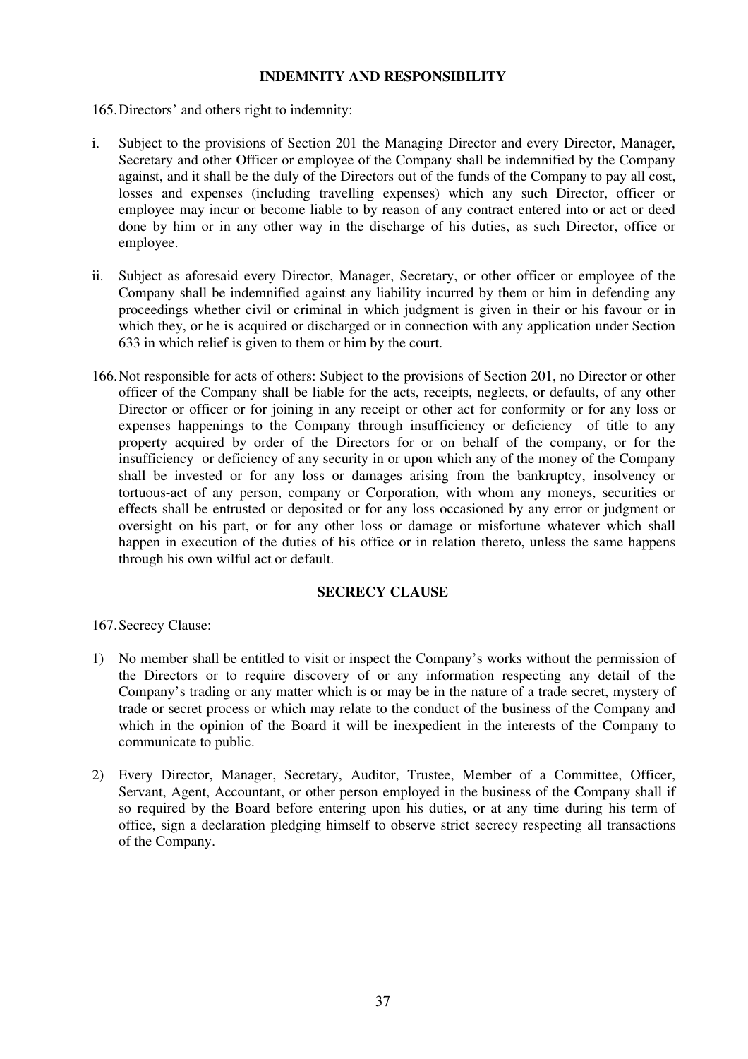## INDEMNITY AND RESPONSIBILITY

165. Directors' and others right to indemnity:

i. Subject to the provisions of Section 201 the Managing Director and every Director, Manager, Secretary and other Officer or employee of the Company shall be indemnified by the Company against, and it shall be the duly of the Directors out of the funds of the Company to pay all cost, losses and expenses (including travelling expenses) which any such Director, officer or employee may incur or become liable to by reason of any contract entered into or act or deed done by him or in any other way in the discharge of his duties, as such Director, office or employee.

ii. Subject as aforesaid every Director, Manager, Secretary, or other officer or employee of the Company shall be indemnified against any liability incurred by them or him in defending any proceedings whether civil or criminal in which judgment is given in their or his favour or in which they, or he is acquired or discharged or in connection with any application under Section 633 in which relief is given to them or him by the court.

166. Not responsible for acts of others: Subject to the provisions of Section 201, no Director or other officer of the Company shall be liable for the acts, receipts, neglects, or defaults, of any other Director or officer or for joining in any receipt or other act for conformity or for any loss or expenses happenings to the Company through insufficiency or deficiency of title to any property acquired by order of the Directors for or on behalf of the company, or for the insufficiency or deficiency of any security in or upon which any of the money of the Company shall be invested or for any loss or damages arising from the bankruptcy, insolvency or tortuous-act of any person, company or Corporation, with whom any moneys, securities or effects shall be entrusted or deposited or for any loss occasioned by any error or judgment or oversight on his part, or for any other loss or damage or misfortune whatever which shall happen in execution of the duties of his office or in relation thereto, unless the same happens through his own wilful act or default.

## SECRECY CLAUSE

167. Secrecy Clause:

1) No member shall be entitled to visit or inspect the Company's works without the permission of the Directors or to require discovery of or any information respecting any detail of the Company's trading or any matter which is or may be in the nature of a trade secret, mystery of trade or secret process or which may relate to the conduct of the business of the Company and which in the opinion of the Board it will be inexpedient in the interests of the Company to communicate to public.

2) Every Director, Manager, Secretary, Auditor, Trustee, Member of a Committee, Officer, Servant, Agent, Accountant, or other person employed in the business of the Company shall if so required by the Board before entering upon his duties, or at any time during his term of office, sign a declaration pledging himself to observe strict secrecy respecting all transactions of the Company.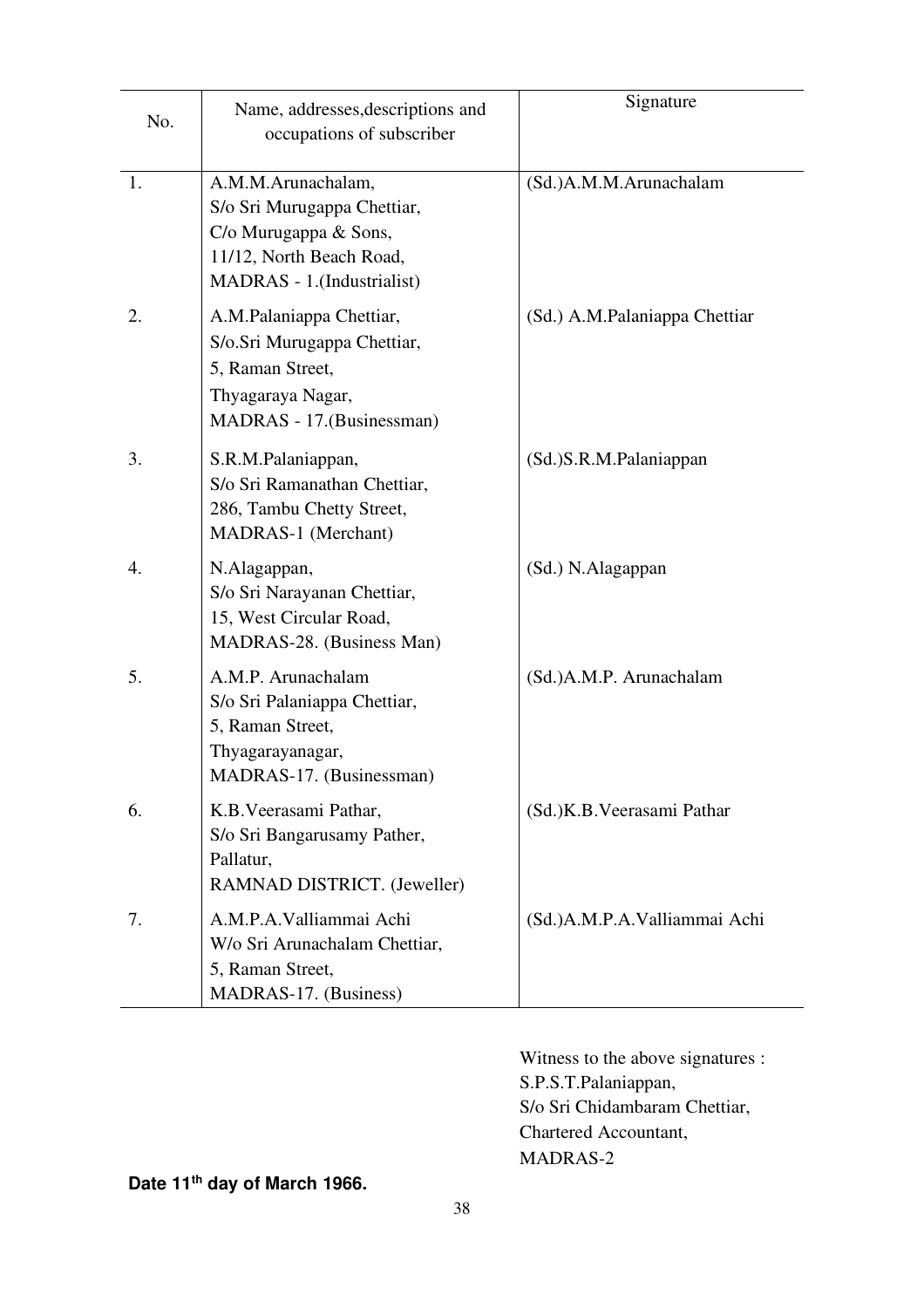| No. | Name, addresses,descriptions and occupations of subscriber | Signature |
|---|---|---|
| 1. | A.M.M.Arunachalam,<br>S/o Sri Murugappa Chettiar,<br>C/o Murugappa & Sons,<br>11/12, North Beach Road,<br>MADRAS - 1.(Industrialist) | (Sd.)A.M.M.Arunachalam |
| 2. | A.M.Palaniappa Chettiar,<br>S/o.Sri Murugappa Chettiar,<br>5, Raman Street,<br>Thyagaraya Nagar,<br>MADRAS - 17.(Businessman) | (Sd.) A.M.Palaniappa Chettiar |
| 3. | S.R.M.Palaniappan,<br>S/o Sri Ramanathan Chettiar,<br>286, Tambu Chetty Street,<br>MADRAS-1 (Merchant) | (Sd.)S.R.M.Palaniappan |
| 4. | N.Alagappan,<br>S/o Sri Narayanan Chettiar,<br>15, West Circular Road,<br>MADRAS-28. (Business Man) | (Sd.) N.Alagappan |
| 5. | A.M.P. Arunachalam<br>S/o Sri Palaniappa Chettiar,<br>5, Raman Street,<br>Thyagarayanagar,<br>MADRAS-17. (Businessman) | (Sd.)A.M.P. Arunachalam |
| 6. | K.B.Veerasami Pathar,<br>S/o Sri Bangarusamy Pather,<br>Pallatur,<br>RAMNAD DISTRICT. (Jeweller) | (Sd.)K.B.Veerasami Pathar |
| 7. | A.M.P.A.Valliammai Achi<br>W/o Sri Arunachalam Chettiar,<br>5, Raman Street,<br>MADRAS-17. (Business) | (Sd.)A.M.P.A.Valliammai Achi |

Witness to the above signatures :
S.P.S.T.Palaniappan,
S/o Sri Chidambaram Chettiar,
Chartered Accountant,
MADRAS-2

**Date 11th day of March 1966.**